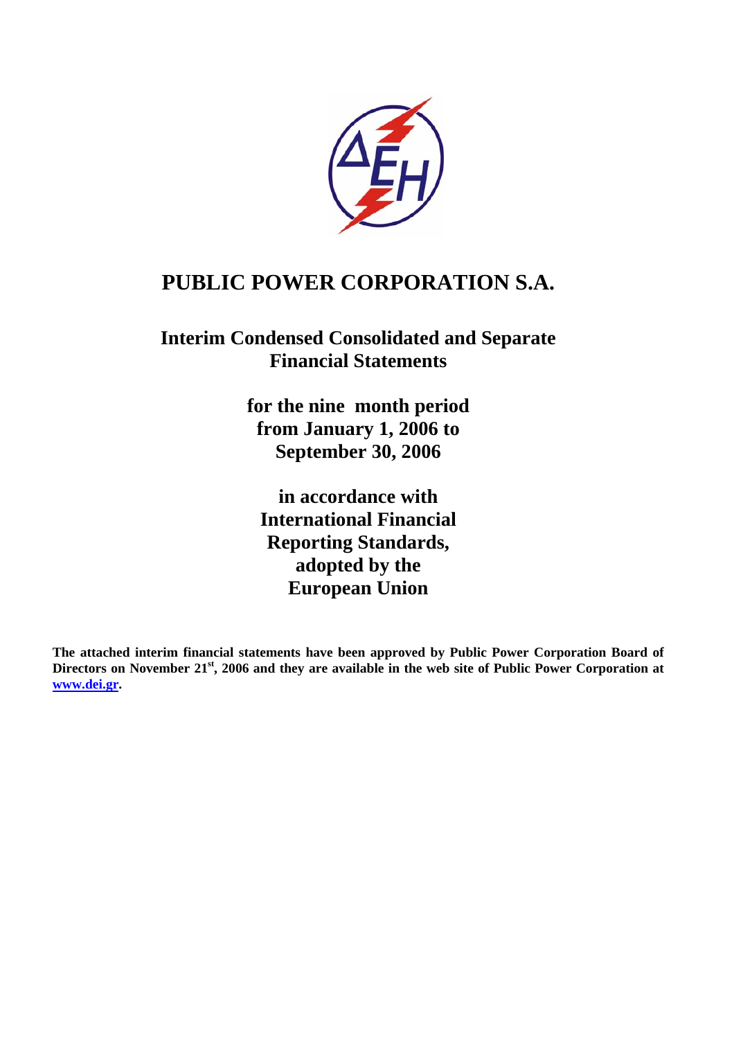# PUBLIC POWER CORPORATION S.A.

## Interim Condensed Consolidated and Separate Financial Statements

## for the nine month period from January 1, 2006 to September 30, 2006

## in accordance with International Financial Reporting Standards, adopted by the European Union

**The attached interim financial statements have been approved by Public Power Corporation Board of Directors on November 21st, 2006 and they are available in the web site of Public Power Corporation at [www.dei.gr](http://www.dei.gr).**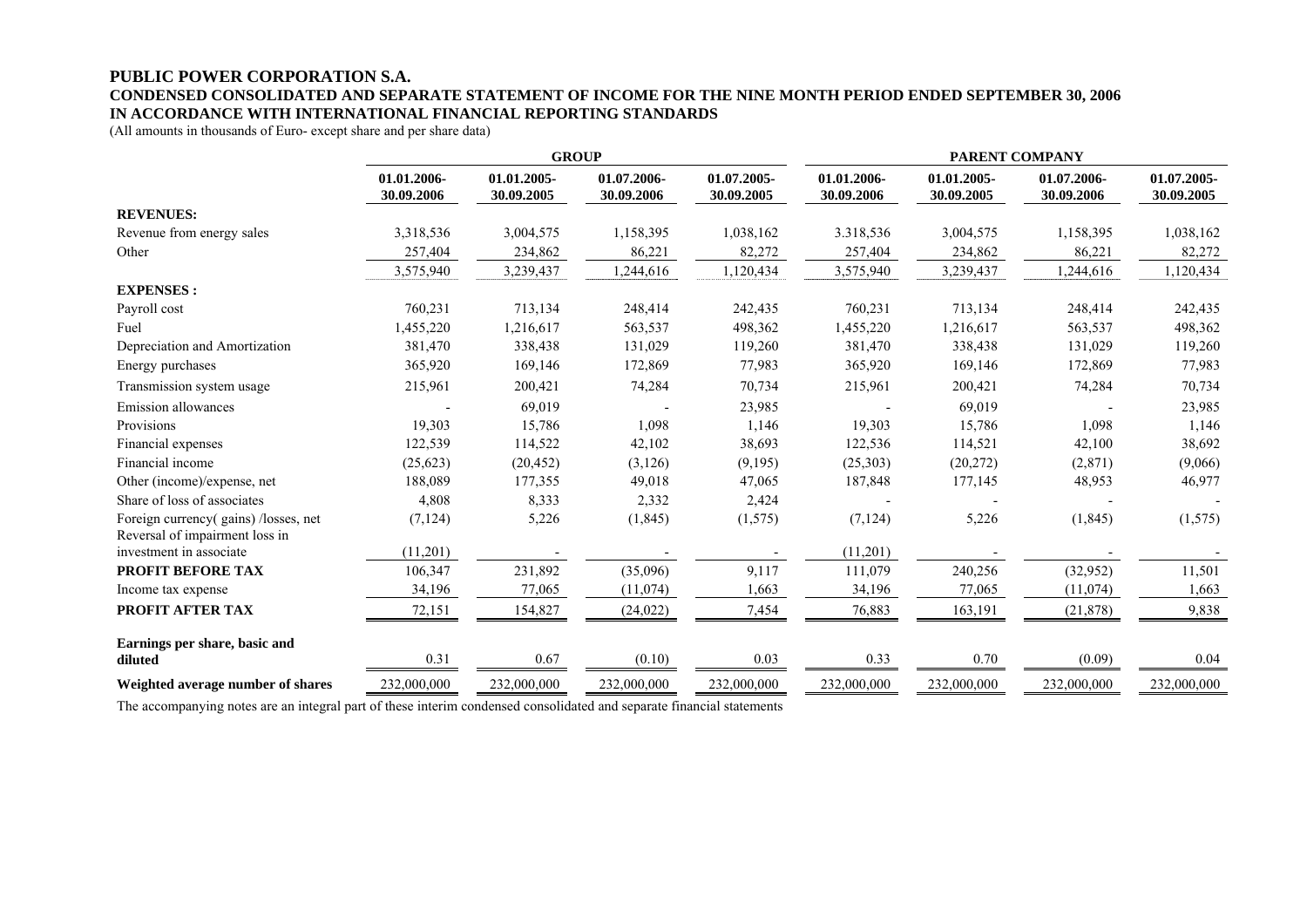**PUBLIC POWER CORPORATION S.A.**

**CONDENSED CONSOLIDATED AND SEPARATE STATEMENT OF INCOME FOR THE NINE MONTH PERIOD ENDED SEPTEMBER 30, 2006**

**IN ACCORDANCE WITH INTERNATIONAL FINANCIAL REPORTING STANDARDS**

(All amounts in thousands of Euro- except share and per share data)

| | GROUP | | | | PARENT COMPANY | | | |
|---|---|---|---|---|---|---|---|---|
| | 01.01.2006-30.09.2006 | 01.01.2005-30.09.2005 | 01.07.2006-30.09.2006 | 01.07.2005-30.09.2005 | 01.01.2006-30.09.2006 | 01.01.2005-30.09.2005 | 01.07.2006-30.09.2006 | 01.07.2005-30.09.2005 |
| **REVENUES:** | | | | | | | | |
| Revenue from energy sales | 3,318,536 | 3,004,575 | 1,158,395 | 1,038,162 | 3.318,536 | 3,004,575 | 1,158,395 | 1,038,162 |
| Other | 257,404 | 234,862 | 86,221 | 82,272 | 257,404 | 234,862 | 86,221 | 82,272 |
| | 3,575,940 | 3,239,437 | 1,244,616 | 1,120,434 | 3,575,940 | 3,239,437 | 1,244,616 | 1,120,434 |
| **EXPENSES :** | | | | | | | | |
| Payroll cost | 760,231 | 713,134 | 248,414 | 242,435 | 760,231 | 713,134 | 248,414 | 242,435 |
| Fuel | 1,455,220 | 1,216,617 | 563,537 | 498,362 | 1,455,220 | 1,216,617 | 563,537 | 498,362 |
| Depreciation and Amortization | 381,470 | 338,438 | 131,029 | 119,260 | 381,470 | 338,438 | 131,029 | 119,260 |
| Energy purchases | 365,920 | 169,146 | 172,869 | 77,983 | 365,920 | 169,146 | 172,869 | 77,983 |
| Transmission system usage | 215,961 | 200,421 | 74,284 | 70,734 | 215,961 | 200,421 | 74,284 | 70,734 |
| Emission allowances | - | 69,019 | - | 23,985 | - | 69,019 | - | 23,985 |
| Provisions | 19,303 | 15,786 | 1,098 | 1,146 | 19,303 | 15,786 | 1,098 | 1,146 |
| Financial expenses | 122,539 | 114,522 | 42,102 | 38,693 | 122,536 | 114,521 | 42,100 | 38,692 |
| Financial income | (25,623) | (20,452) | (3,126) | (9,195) | (25,303) | (20,272) | (2,871) | (9,066) |
| Other (income)/expense, net | 188,089 | 177,355 | 49,018 | 47,065 | 187,848 | 177,145 | 48,953 | 46,977 |
| Share of loss of associates | 4,808 | 8,333 | 2,332 | 2,424 | - | - | - | - |
| Foreign currency( gains) /losses, net | (7,124) | 5,226 | (1,845) | (1,575) | (7,124) | 5,226 | (1,845) | (1,575) |
| Reversal of impairment loss in investment in associate | (11,201) | - | - | - | (11,201) | - | - | - |
| **PROFIT BEFORE TAX** | 106,347 | 231,892 | (35,096) | 9,117 | 111,079 | 240,256 | (32,952) | 11,501 |
| Income tax expense | 34,196 | 77,065 | (11,074) | 1,663 | 34,196 | 77,065 | (11,074) | 1,663 |
| **PROFIT AFTER TAX** | 72,151 | 154,827 | (24,022) | 7,454 | 76,883 | 163,191 | (21,878) | 9,838 |
| **Earnings per share, basic and diluted** | 0.31 | 0.67 | (0.10) | 0.03 | 0.33 | 0.70 | (0.09) | 0.04 |
| **Weighted average number of shares** | 232,000,000 | 232,000,000 | 232,000,000 | 232,000,000 | 232,000,000 | 232,000,000 | 232,000,000 | 232,000,000 |

The accompanying notes are an integral part of these interim condensed consolidated and separate financial statements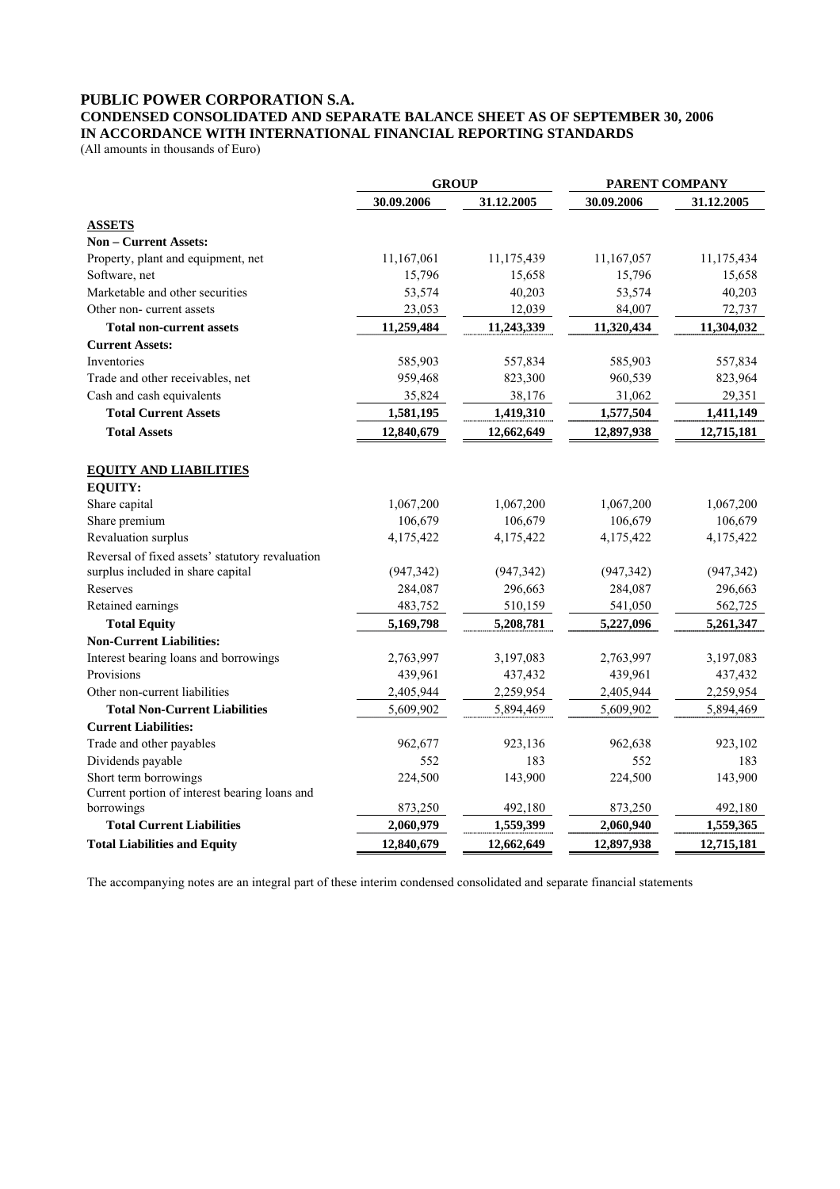# PUBLIC POWER CORPORATION S.A.

## CONDENSED CONSOLIDATED AND SEPARATE BALANCE SHEET AS OF SEPTEMBER 30, 2006 IN ACCORDANCE WITH INTERNATIONAL FINANCIAL REPORTING STANDARDS

(All amounts in thousands of Euro)

| | GROUP | | PARENT COMPANY | |
|---|---|---|---|---|
| | 30.09.2006 | 31.12.2005 | 30.09.2006 | 31.12.2005 |
| **ASSETS** | | | | |
| **Non – Current Assets:** | | | | |
| Property, plant and equipment, net | 11,167,061 | 11,175,439 | 11,167,057 | 11,175,434 |
| Software, net | 15,796 | 15,658 | 15,796 | 15,658 |
| Marketable and other securities | 53,574 | 40,203 | 53,574 | 40,203 |
| Other non- current assets | 23,053 | 12,039 | 84,007 | 72,737 |
| **Total non-current assets** | **11,259,484** | **11,243,339** | **11,320,434** | **11,304,032** |
| **Current Assets:** | | | | |
| Inventories | 585,903 | 557,834 | 585,903 | 557,834 |
| Trade and other receivables, net | 959,468 | 823,300 | 960,539 | 823,964 |
| Cash and cash equivalents | 35,824 | 38,176 | 31,062 | 29,351 |
| **Total Current Assets** | **1,581,195** | **1,419,310** | **1,577,504** | **1,411,149** |
| **Total Assets** | **12,840,679** | **12,662,649** | **12,897,938** | **12,715,181** |
| **EQUITY AND LIABILITIES** | | | | |
| **EQUITY:** | | | | |
| Share capital | 1,067,200 | 1,067,200 | 1,067,200 | 1,067,200 |
| Share premium | 106,679 | 106,679 | 106,679 | 106,679 |
| Revaluation surplus | 4,175,422 | 4,175,422 | 4,175,422 | 4,175,422 |
| Reversal of fixed assets' statutory revaluation surplus included in share capital | (947,342) | (947,342) | (947,342) | (947,342) |
| Reserves | 284,087 | 296,663 | 284,087 | 296,663 |
| Retained earnings | 483,752 | 510,159 | 541,050 | 562,725 |
| **Total Equity** | **5,169,798** | **5,208,781** | **5,227,096** | **5,261,347** |
| **Non-Current Liabilities:** | | | | |
| Interest bearing loans and borrowings | 2,763,997 | 3,197,083 | 2,763,997 | 3,197,083 |
| Provisions | 439,961 | 437,432 | 439,961 | 437,432 |
| Other non-current liabilities | 2,405,944 | 2,259,954 | 2,405,944 | 2,259,954 |
| **Total Non-Current Liabilities** | 5,609,902 | 5,894,469 | 5,609,902 | 5,894,469 |
| **Current Liabilities:** | | | | |
| Trade and other payables | 962,677 | 923,136 | 962,638 | 923,102 |
| Dividends payable | 552 | 183 | 552 | 183 |
| Short term borrowings | 224,500 | 143,900 | 224,500 | 143,900 |
| Current portion of interest bearing loans and borrowings | 873,250 | 492,180 | 873,250 | 492,180 |
| **Total Current Liabilities** | **2,060,979** | **1,559,399** | **2,060,940** | **1,559,365** |
| **Total Liabilities and Equity** | **12,840,679** | **12,662,649** | **12,897,938** | **12,715,181** |

The accompanying notes are an integral part of these interim condensed consolidated and separate financial statements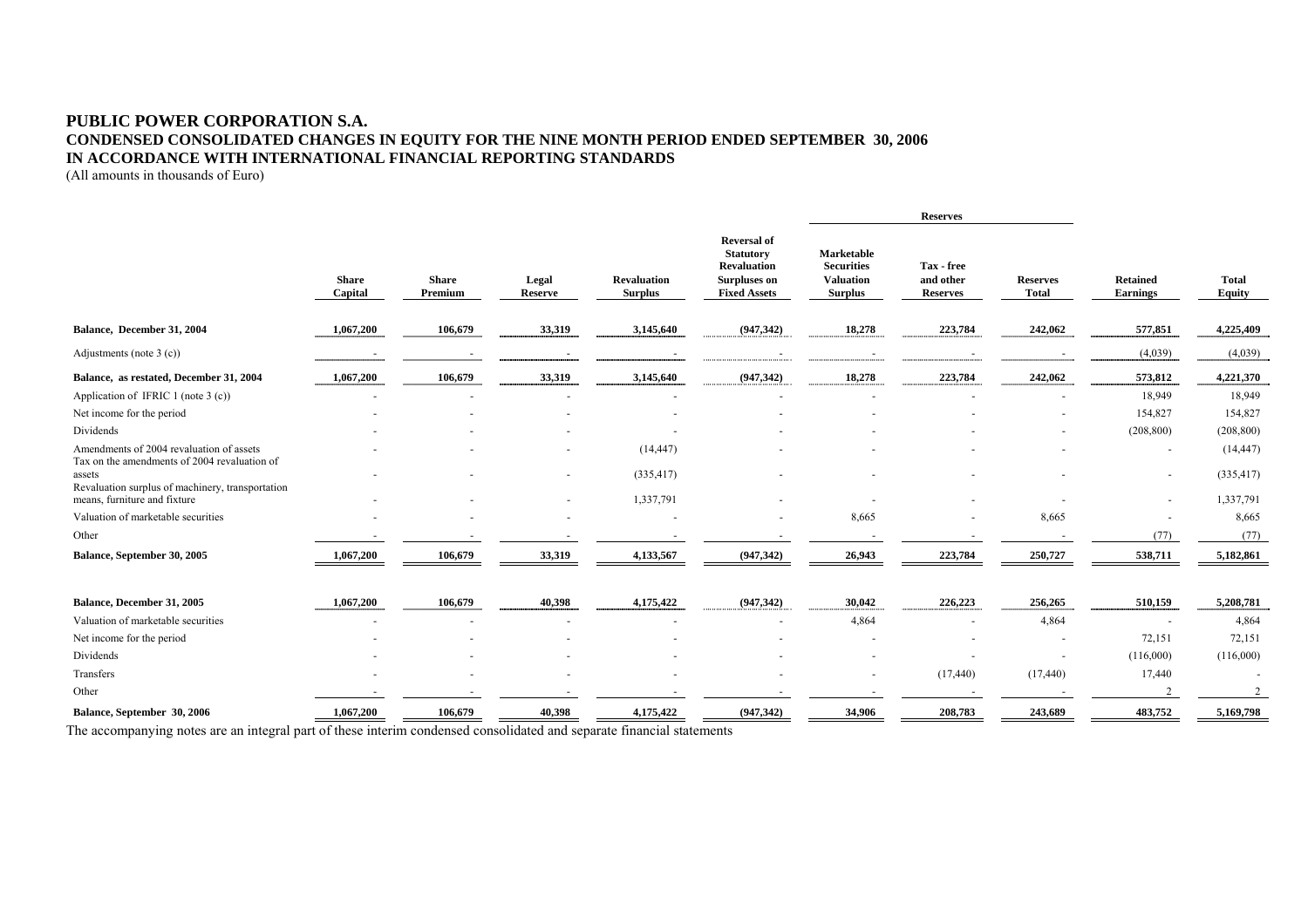# PUBLIC POWER CORPORATION S.A.

## CONDENSED CONSOLIDATED CHANGES IN EQUITY FOR THE NINE MONTH PERIOD ENDED SEPTEMBER 30, 2006

## IN ACCORDANCE WITH INTERNATIONAL FINANCIAL REPORTING STANDARDS

(All amounts in thousands of Euro)

| | Share Capital | Share Premium | Legal Reserve | Revaluation Surplus | Reversal of Statutory Revaluation Surpluses on Fixed Assets | Reserves | | | Retained Earnings | Total Equity |
|---|---|---|---|---|---|---|---|---|---|---|
| | | | | | | Marketable Securities Valuation Surplus | Tax - free and other Reserves | Reserves Total | | |
| **Balance, December 31, 2004** | **1,067,200** | **106,679** | **33,319** | **3,145,640** | **(947,342)** | **18,278** | **223,784** | **242,062** | **577,851** | **4,225,409** |
| Adjustments (note 3 (c)) | - | - | - | - | - | - | - | - | (4,039) | (4,039) |
| **Balance, as restated, December 31, 2004** | **1,067,200** | **106,679** | **33,319** | **3,145,640** | **(947,342)** | **18,278** | **223,784** | **242,062** | **573,812** | **4,221,370** |
| Application of IFRIC 1 (note 3 (c)) | - | - | - | - | - | - | - | - | 18,949 | 18,949 |
| Net income for the period | - | - | - | - | - | - | - | - | 154,827 | 154,827 |
| Dividends | - | - | - | - | - | - | - | - | (208,800) | (208,800) |
| Amendments of 2004 revaluation of assets | - | - | - | (14,447) | - | - | - | - | - | (14,447) |
| Tax on the amendments of 2004 revaluation of assets | - | - | - | (335,417) | - | - | - | - | - | (335,417) |
| Revaluation surplus of machinery, transportation means, furniture and fixture | - | - | - | 1,337,791 | - | - | - | - | - | 1,337,791 |
| Valuation of marketable securities | - | - | - | - | - | 8,665 | - | 8,665 | - | 8,665 |
| Other | - | - | - | - | - | - | - | - | (77) | (77) |
| **Balance, September 30, 2005** | **1,067,200** | **106,679** | **33,319** | **4,133,567** | **(947,342)** | **26,943** | **223,784** | **250,727** | **538,711** | **5,182,861** |
| | | | | | | | | | | |
| **Balance, December 31, 2005** | **1,067,200** | **106,679** | **40,398** | **4,175,422** | **(947,342)** | **30,042** | **226,223** | **256,265** | **510,159** | **5,208,781** |
| Valuation of marketable securities | - | - | - | - | - | 4,864 | - | 4,864 | - | 4,864 |
| Net income for the period | - | - | - | - | - | - | - | - | 72,151 | 72,151 |
| Dividends | - | - | - | - | - | - | - | - | (116,000) | (116,000) |
| Transfers | - | - | - | - | - | - | (17,440) | (17,440) | 17,440 | - |
| Other | - | - | - | - | - | - | - | - | 2 | 2 |
| **Balance, September 30, 2006** | **1,067,200** | **106,679** | **40,398** | **4,175,422** | **(947,342)** | **34,906** | **208,783** | **243,689** | **483,752** | **5,169,798** |

The accompanying notes are an integral part of these interim condensed consolidated and separate financial statements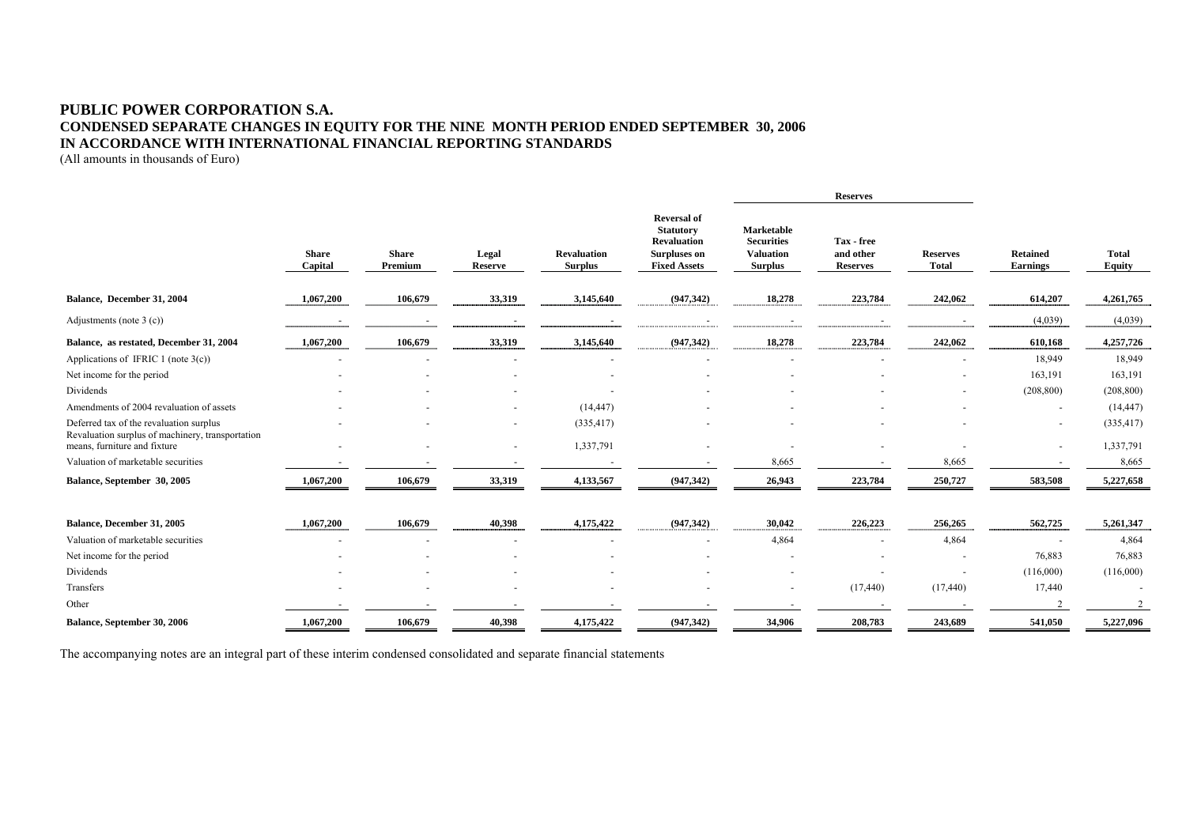# PUBLIC POWER CORPORATION S.A.
## CONDENSED SEPARATE CHANGES IN EQUITY FOR THE NINE MONTH PERIOD ENDED SEPTEMBER 30, 2006
## IN ACCORDANCE WITH INTERNATIONAL FINANCIAL REPORTING STANDARDS

(All amounts in thousands of Euro)

| | Share Capital | Share Premium | Legal Reserve | Revaluation Surplus | Reversal of Statutory Revaluation Surpluses on Fixed Assets | Reserves | | | Retained Earnings | Total Equity |
|---|---|---|---|---|---|---|---|---|---|---|
| | | | | | | Marketable Securities Valuation Surplus | Tax - free and other Reserves | Reserves Total | | |
| **Balance, December 31, 2004** | **1,067,200** | **106,679** | **33,319** | **3,145,640** | **(947,342)** | **18,278** | **223,784** | **242,062** | **614,207** | **4,261,765** |
| Adjustments (note 3 (c)) | - | - | - | - | - | - | - | - | (4,039) | (4,039) |
| **Balance, as restated, December 31, 2004** | **1,067,200** | **106,679** | **33,319** | **3,145,640** | **(947,342)** | **18,278** | **223,784** | **242,062** | **610,168** | **4,257,726** |
| Applications of IFRIC 1 (note 3(c)) | - | - | - | - | - | - | - | - | 18,949 | 18,949 |
| Net income for the period | - | - | - | - | - | - | - | - | 163,191 | 163,191 |
| Dividends | - | - | - | - | - | - | - | - | (208,800) | (208,800) |
| Amendments of 2004 revaluation of assets | - | - | - | (14,447) | - | - | - | - | - | (14,447) |
| Deferred tax of the revaluation surplus | - | - | - | (335,417) | - | - | - | - | - | (335,417) |
| Revaluation surplus of machinery, transportation means, furniture and fixture | - | - | - | 1,337,791 | - | - | - | - | - | 1,337,791 |
| Valuation of marketable securities | - | - | - | - | - | 8,665 | - | 8,665 | - | 8,665 |
| **Balance, September 30, 2005** | **1,067,200** | **106,679** | **33,319** | **4,133,567** | **(947,342)** | **26,943** | **223,784** | **250,727** | **583,508** | **5,227,658** |
| | | | | | | | | | | |
| **Balance, December 31, 2005** | **1,067,200** | **106,679** | **40,398** | **4,175,422** | **(947,342)** | **30,042** | **226,223** | **256,265** | **562,725** | **5,261,347** |
| Valuation of marketable securities | - | - | - | - | - | 4,864 | - | 4,864 | - | 4,864 |
| Net income for the period | - | - | - | - | - | - | - | - | 76,883 | 76,883 |
| Dividends | - | - | - | - | - | - | - | - | (116,000) | (116,000) |
| Transfers | - | - | - | - | - | - | (17,440) | (17,440) | 17,440 | - |
| Other | - | - | - | - | - | - | - | - | 2 | 2 |
| **Balance, September 30, 2006** | **1,067,200** | **106,679** | **40,398** | **4,175,422** | **(947,342)** | **34,906** | **208,783** | **243,689** | **541,050** | **5,227,096** |

The accompanying notes are an integral part of these interim condensed consolidated and separate financial statements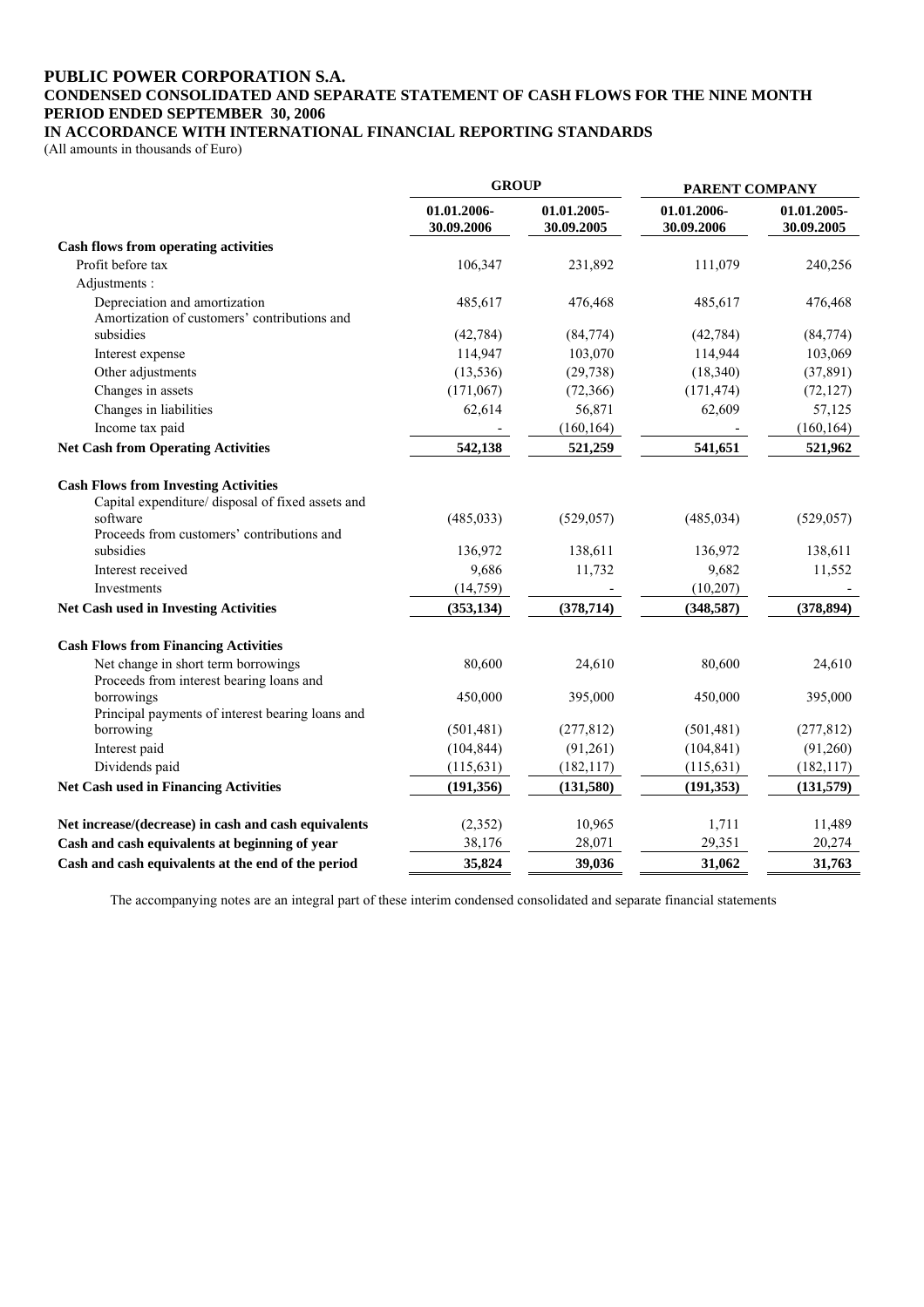# PUBLIC POWER CORPORATION S.A.

## CONDENSED CONSOLIDATED AND SEPARATE STATEMENT OF CASH FLOWS FOR THE NINE MONTH PERIOD ENDED SEPTEMBER 30, 2006

## IN ACCORDANCE WITH INTERNATIONAL FINANCIAL REPORTING STANDARDS

(All amounts in thousands of Euro)

| | GROUP | | PARENT COMPANY | |
|---|---|---|---|---|
| | 01.01.2006-30.09.2006 | 01.01.2005-30.09.2005 | 01.01.2006-30.09.2006 | 01.01.2005-30.09.2005 |
| **Cash flows from operating activities** | | | | |
| Profit before tax | 106,347 | 231,892 | 111,079 | 240,256 |
| Adjustments : | | | | |
| Depreciation and amortization | 485,617 | 476,468 | 485,617 | 476,468 |
| Amortization of customers' contributions and subsidies | (42,784) | (84,774) | (42,784) | (84,774) |
| Interest expense | 114,947 | 103,070 | 114,944 | 103,069 |
| Other adjustments | (13,536) | (29,738) | (18,340) | (37,891) |
| Changes in assets | (171,067) | (72,366) | (171,474) | (72,127) |
| Changes in liabilities | 62,614 | 56,871 | 62,609 | 57,125 |
| Income tax paid | - | (160,164) | - | (160,164) |
| **Net Cash from Operating Activities** | **542,138** | **521,259** | **541,651** | **521,962** |
| **Cash Flows from Investing Activities** | | | | |
| Capital expenditure/ disposal of fixed assets and software | (485,033) | (529,057) | (485,034) | (529,057) |
| Proceeds from customers' contributions and subsidies | 136,972 | 138,611 | 136,972 | 138,611 |
| Interest received | 9,686 | 11,732 | 9,682 | 11,552 |
| Investments | (14,759) | - | (10,207) | - |
| **Net Cash used in Investing Activities** | **(353,134)** | **(378,714)** | **(348,587)** | **(378,894)** |
| **Cash Flows from Financing Activities** | | | | |
| Net change in short term borrowings | 80,600 | 24,610 | 80,600 | 24,610 |
| Proceeds from interest bearing loans and borrowings | 450,000 | 395,000 | 450,000 | 395,000 |
| Principal payments of interest bearing loans and borrowing | (501,481) | (277,812) | (501,481) | (277,812) |
| Interest paid | (104,844) | (91,261) | (104,841) | (91,260) |
| Dividends paid | (115,631) | (182,117) | (115,631) | (182,117) |
| **Net Cash used in Financing Activities** | **(191,356)** | **(131,580)** | **(191,353)** | **(131,579)** |
| **Net increase/(decrease) in cash and cash equivalents** | (2,352) | 10,965 | 1,711 | 11,489 |
| **Cash and cash equivalents at beginning of year** | 38,176 | 28,071 | 29,351 | 20,274 |
| **Cash and cash equivalents at the end of the period** | **35,824** | **39,036** | **31,062** | **31,763** |

The accompanying notes are an integral part of these interim condensed consolidated and separate financial statements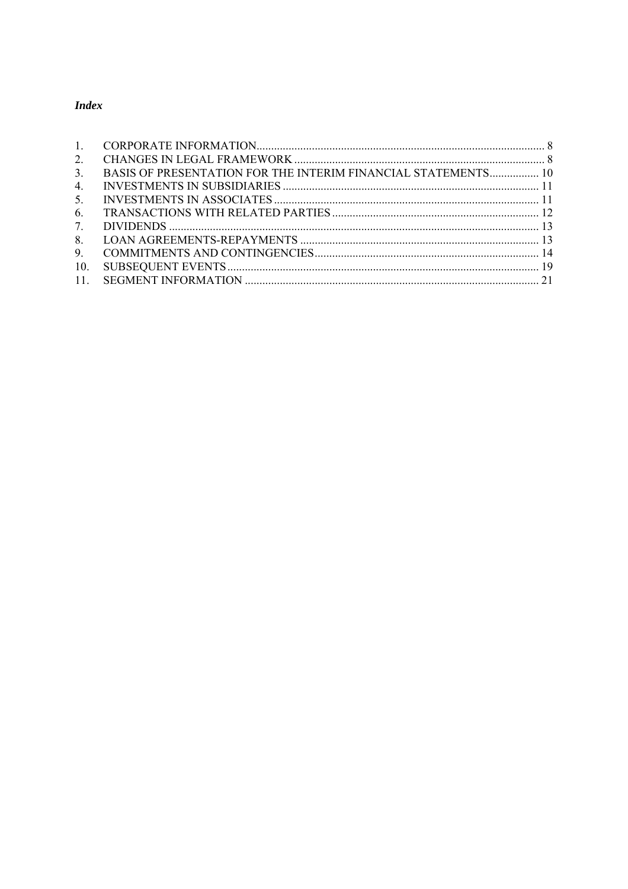*Index*

1. CORPORATE INFORMATION .................................................................................................. 8
2. CHANGES IN LEGAL FRAMEWORK ..................................................................................... 8
3. BASIS OF PRESENTATION FOR THE INTERIM FINANCIAL STATEMENTS ................. 10
4. INVESTMENTS IN SUBSIDIARIES ........................................................................................ 11
5. INVESTMENTS IN ASSOCIATES ........................................................................................... 11
6. TRANSACTIONS WITH RELATED PARTIES ....................................................................... 12
7. DIVIDENDS ............................................................................................................................... 13
8. LOAN AGREEMENTS-REPAYMENTS .................................................................................. 13
9. COMMITMENTS AND CONTINGENCIES ............................................................................. 14
10. SUBSEQUENT EVENTS ........................................................................................................... 19
11. SEGMENT INFORMATION ..................................................................................................... 21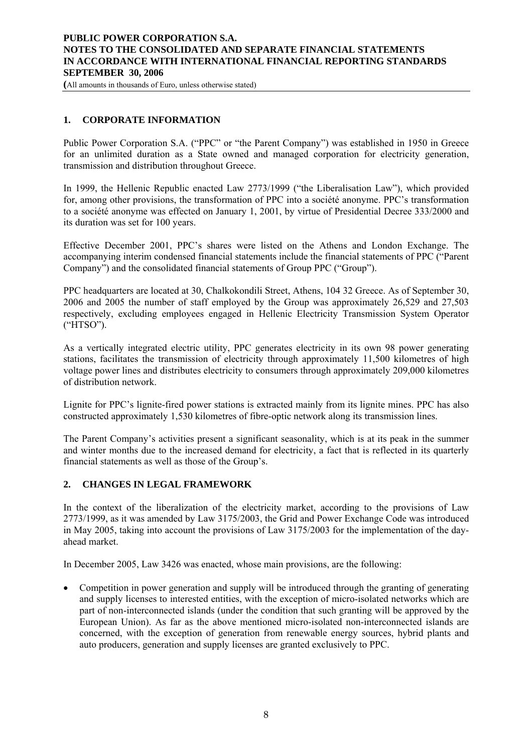## 1. CORPORATE INFORMATION

Public Power Corporation S.A. ("PPC" or "the Parent Company") was established in 1950 in Greece for an unlimited duration as a State owned and managed corporation for electricity generation, transmission and distribution throughout Greece.

In 1999, the Hellenic Republic enacted Law 2773/1999 ("the Liberalisation Law"), which provided for, among other provisions, the transformation of PPC into a société anonyme. PPC's transformation to a société anonyme was effected on January 1, 2001, by virtue of Presidential Decree 333/2000 and its duration was set for 100 years.

Effective December 2001, PPC's shares were listed on the Athens and London Exchange. The accompanying interim condensed financial statements include the financial statements of PPC ("Parent Company") and the consolidated financial statements of Group PPC ("Group").

PPC headquarters are located at 30, Chalkokondili Street, Athens, 104 32 Greece. As of September 30, 2006 and 2005 the number of staff employed by the Group was approximately 26,529 and 27,503 respectively, excluding employees engaged in Hellenic Electricity Transmission System Operator ("HTSO").

As a vertically integrated electric utility, PPC generates electricity in its own 98 power generating stations, facilitates the transmission of electricity through approximately 11,500 kilometres of high voltage power lines and distributes electricity to consumers through approximately 209,000 kilometres of distribution network.

Lignite for PPC's lignite-fired power stations is extracted mainly from its lignite mines. PPC has also constructed approximately 1,530 kilometres of fibre-optic network along its transmission lines.

The Parent Company's activities present a significant seasonality, which is at its peak in the summer and winter months due to the increased demand for electricity, a fact that is reflected in its quarterly financial statements as well as those of the Group's.

## 2. CHANGES IN LEGAL FRAMEWORK

In the context of the liberalization of the electricity market, according to the provisions of Law 2773/1999, as it was amended by Law 3175/2003, the Grid and Power Exchange Code was introduced in May 2005, taking into account the provisions of Law 3175/2003 for the implementation of the day-ahead market.

In December 2005, Law 3426 was enacted, whose main provisions, are the following:

- Competition in power generation and supply will be introduced through the granting of generating and supply licenses to interested entities, with the exception of micro-isolated networks which are part of non-interconnected islands (under the condition that such granting will be approved by the European Union). As far as the above mentioned micro-isolated non-interconnected islands are concerned, with the exception of generation from renewable energy sources, hybrid plants and auto producers, generation and supply licenses are granted exclusively to PPC.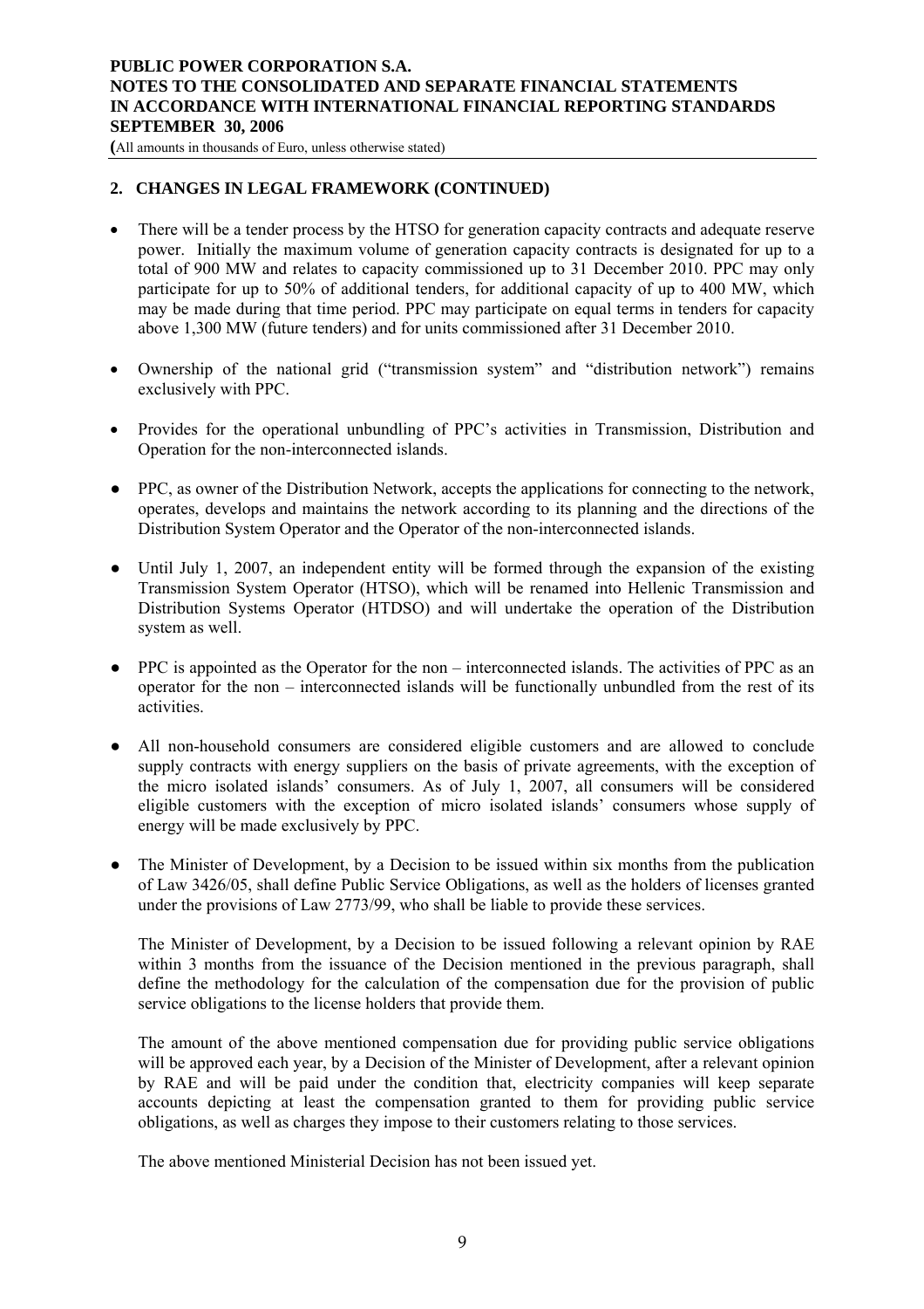## 2. CHANGES IN LEGAL FRAMEWORK (CONTINUED)

- There will be a tender process by the HTSO for generation capacity contracts and adequate reserve power. Initially the maximum volume of generation capacity contracts is designated for up to a total of 900 MW and relates to capacity commissioned up to 31 December 2010. PPC may only participate for up to 50% of additional tenders, for additional capacity of up to 400 MW, which may be made during that time period. PPC may participate on equal terms in tenders for capacity above 1,300 MW (future tenders) and for units commissioned after 31 December 2010.

- Ownership of the national grid ("transmission system" and "distribution network") remains exclusively with PPC.

- Provides for the operational unbundling of PPC's activities in Transmission, Distribution and Operation for the non-interconnected islands.

- PPC, as owner of the Distribution Network, accepts the applications for connecting to the network, operates, develops and maintains the network according to its planning and the directions of the Distribution System Operator and the Operator of the non-interconnected islands.

- Until July 1, 2007, an independent entity will be formed through the expansion of the existing Transmission System Operator (HTSO), which will be renamed into Hellenic Transmission and Distribution Systems Operator (HTDSO) and will undertake the operation of the Distribution system as well.

- PPC is appointed as the Operator for the non – interconnected islands. The activities of PPC as an operator for the non – interconnected islands will be functionally unbundled from the rest of its activities.

- All non-household consumers are considered eligible customers and are allowed to conclude supply contracts with energy suppliers on the basis of private agreements, with the exception of the micro isolated islands' consumers. As of July 1, 2007, all consumers will be considered eligible customers with the exception of micro isolated islands' consumers whose supply of energy will be made exclusively by PPC.

- The Minister of Development, by a Decision to be issued within six months from the publication of Law 3426/05, shall define Public Service Obligations, as well as the holders of licenses granted under the provisions of Law 2773/99, who shall be liable to provide these services.

  The Minister of Development, by a Decision to be issued following a relevant opinion by RAE within 3 months from the issuance of the Decision mentioned in the previous paragraph, shall define the methodology for the calculation of the compensation due for the provision of public service obligations to the license holders that provide them.

  The amount of the above mentioned compensation due for providing public service obligations will be approved each year, by a Decision of the Minister of Development, after a relevant opinion by RAE and will be paid under the condition that, electricity companies will keep separate accounts depicting at least the compensation granted to them for providing public service obligations, as well as charges they impose to their customers relating to those services.

  The above mentioned Ministerial Decision has not been issued yet.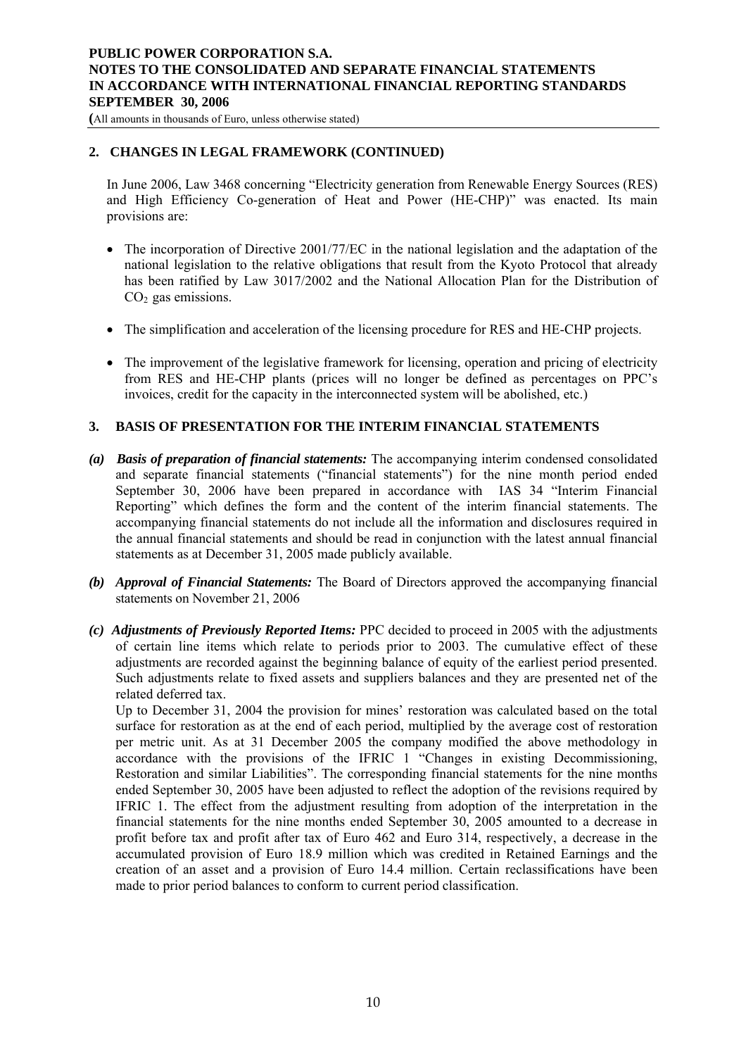## 2. CHANGES IN LEGAL FRAMEWORK (CONTINUED)

In June 2006, Law 3468 concerning "Electricity generation from Renewable Energy Sources (RES) and High Efficiency Co-generation of Heat and Power (HE-CHP)" was enacted. Its main provisions are:

- The incorporation of Directive 2001/77/EC in the national legislation and the adaptation of the national legislation to the relative obligations that result from the Kyoto Protocol that already has been ratified by Law 3017/2002 and the National Allocation Plan for the Distribution of $CO_2$ gas emissions.
- The simplification and acceleration of the licensing procedure for RES and HE-CHP projects.
- The improvement of the legislative framework for licensing, operation and pricing of electricity from RES and HE-CHP plants (prices will no longer be defined as percentages on PPC's invoices, credit for the capacity in the interconnected system will be abolished, etc.)

## 3. BASIS OF PRESENTATION FOR THE INTERIM FINANCIAL STATEMENTS

*(a)* ***Basis of preparation of financial statements:*** The accompanying interim condensed consolidated and separate financial statements ("financial statements") for the nine month period ended September 30, 2006 have been prepared in accordance with IAS 34 "Interim Financial Reporting" which defines the form and the content of the interim financial statements. The accompanying financial statements do not include all the information and disclosures required in the annual financial statements and should be read in conjunction with the latest annual financial statements as at December 31, 2005 made publicly available.

*(b)* ***Approval of Financial Statements:*** The Board of Directors approved the accompanying financial statements on November 21, 2006

*(c)* ***Adjustments of Previously Reported Items:*** PPC decided to proceed in 2005 with the adjustments of certain line items which relate to periods prior to 2003. The cumulative effect of these adjustments are recorded against the beginning balance of equity of the earliest period presented. Such adjustments relate to fixed assets and suppliers balances and they are presented net of the related deferred tax.

Up to December 31, 2004 the provision for mines' restoration was calculated based on the total surface for restoration as at the end of each period, multiplied by the average cost of restoration per metric unit. As at 31 December 2005 the company modified the above methodology in accordance with the provisions of the IFRIC 1 "Changes in existing Decommissioning, Restoration and similar Liabilities". The corresponding financial statements for the nine months ended September 30, 2005 have been adjusted to reflect the adoption of the revisions required by IFRIC 1. The effect from the adjustment resulting from adoption of the interpretation in the financial statements for the nine months ended September 30, 2005 amounted to a decrease in profit before tax and profit after tax of Euro 462 and Euro 314, respectively, a decrease in the accumulated provision of Euro 18.9 million which was credited in Retained Earnings and the creation of an asset and a provision of Euro 14.4 million. Certain reclassifications have been made to prior period balances to conform to current period classification.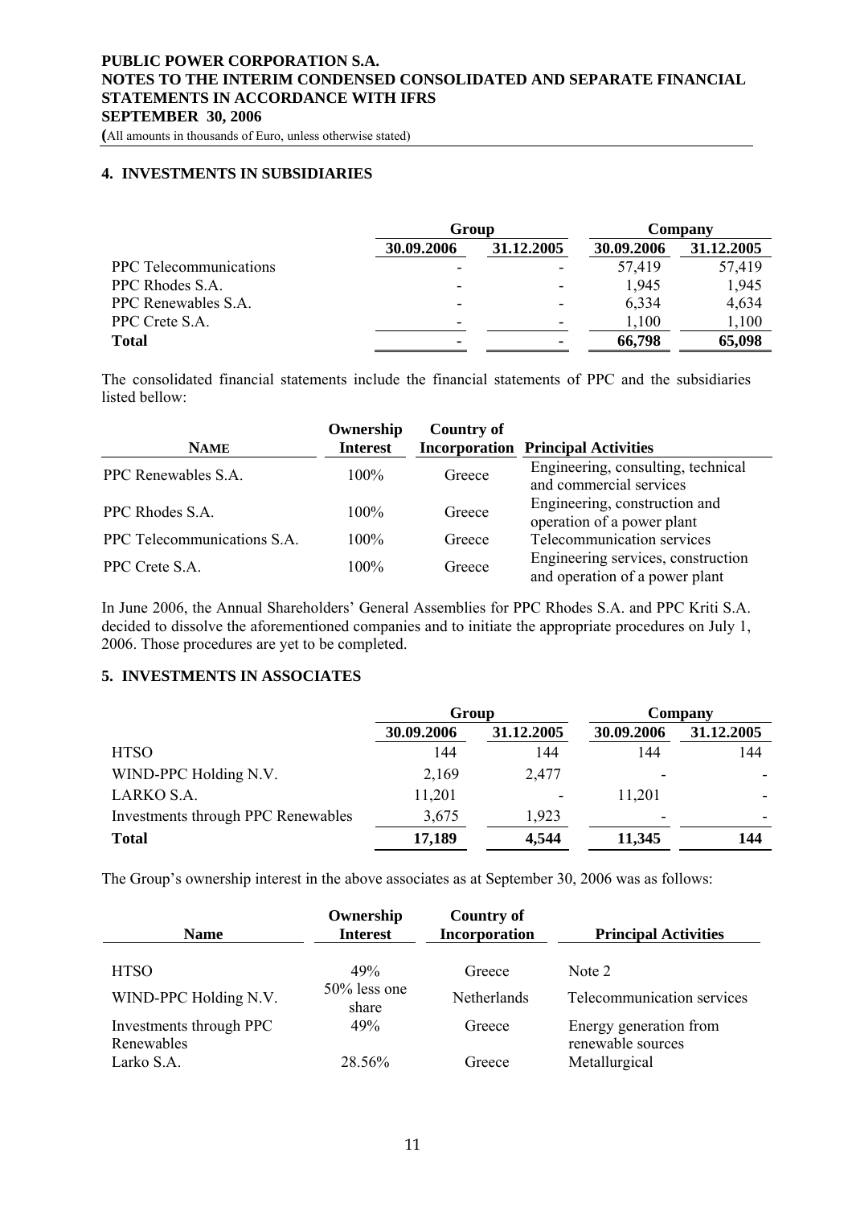## 4. INVESTMENTS IN SUBSIDIARIES

| | Group | | Company | |
|---|---|---|---|---|
| | 30.09.2006 | 31.12.2005 | 30.09.2006 | 31.12.2005 |
| PPC Telecommunications | - | - | 57,419 | 57,419 |
| PPC Rhodes S.A. | - | - | 1,945 | 1,945 |
| PPC Renewables S.A. | - | - | 6,334 | 4,634 |
| PPC Crete S.A. | - | - | 1,100 | 1,100 |
| **Total** | **-** | **-** | **66,798** | **65,098** |

The consolidated financial statements include the financial statements of PPC and the subsidiaries listed bellow:

| NAME | Ownership Interest | Country of Incorporation | Principal Activities |
|---|---|---|---|
| PPC Renewables S.A. | 100% | Greece | Engineering, consulting, technical and commercial services |
| PPC Rhodes S.A. | 100% | Greece | Engineering, construction and operation of a power plant |
| PPC Telecommunications S.A. | 100% | Greece | Telecommunication services |
| PPC Crete S.A. | 100% | Greece | Engineering services, construction and operation of a power plant |

In June 2006, the Annual Shareholders' General Assemblies for PPC Rhodes S.A. and PPC Kriti S.A. decided to dissolve the aforementioned companies and to initiate the appropriate procedures on July 1, 2006. Those procedures are yet to be completed.

## 5. INVESTMENTS IN ASSOCIATES

| | Group | | Company | |
|---|---|---|---|---|
| | 30.09.2006 | 31.12.2005 | 30.09.2006 | 31.12.2005 |
| HTSO | 144 | 144 | 144 | 144 |
| WIND-PPC Holding N.V. | 2,169 | 2,477 | - | - |
| LARKO S.A. | 11,201 | - | 11,201 | - |
| Investments through PPC Renewables | 3,675 | 1,923 | - | - |
| **Total** | **17,189** | **4,544** | **11,345** | **144** |

The Group's ownership interest in the above associates as at September 30, 2006 was as follows:

| Name | Ownership Interest | Country of Incorporation | Principal Activities |
|---|---|---|---|
| HTSO | 49% | Greece | Note 2 |
| WIND-PPC Holding N.V. | 50% less one share | Netherlands | Telecommunication services |
| Investments through PPC Renewables | 49% | Greece | Energy generation from renewable sources |
| Larko S.A. | 28.56% | Greece | Metallurgical |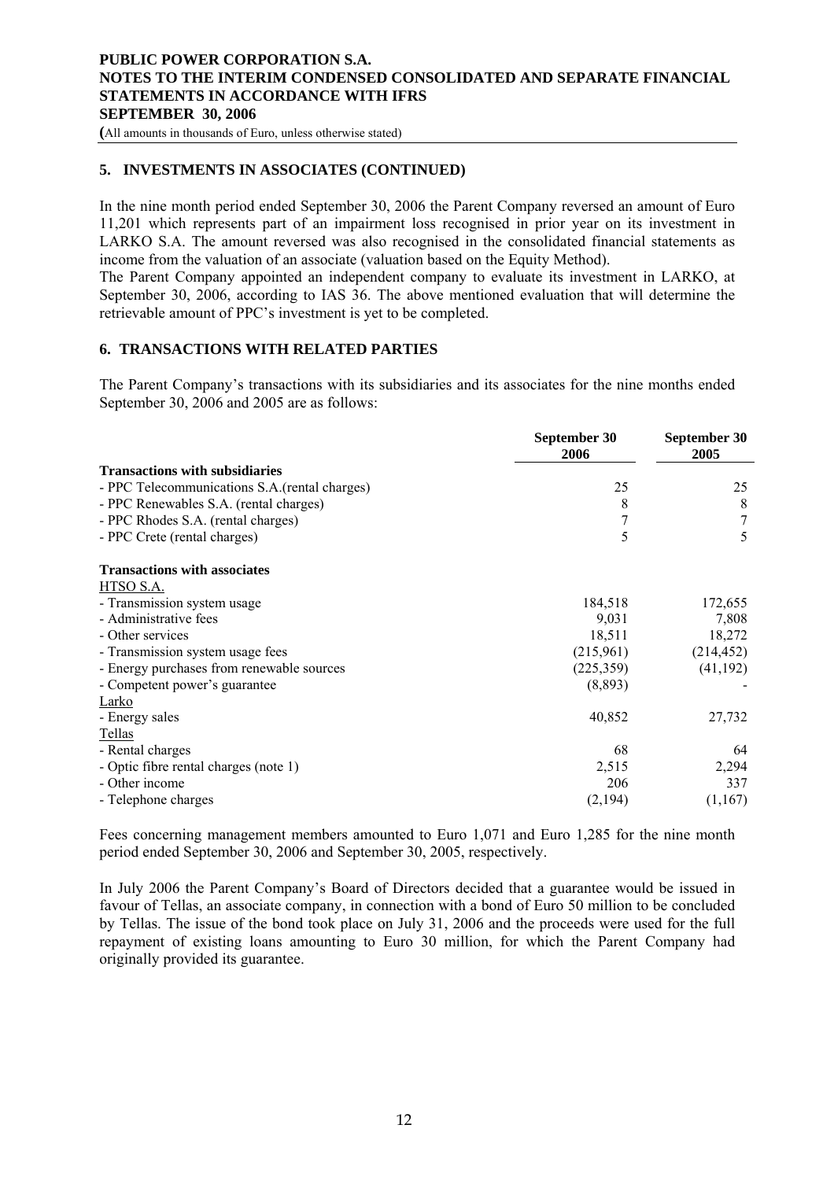## 5. INVESTMENTS IN ASSOCIATES (CONTINUED)

In the nine month period ended September 30, 2006 the Parent Company reversed an amount of Euro 11,201 which represents part of an impairment loss recognised in prior year on its investment in LARKO S.A. The amount reversed was also recognised in the consolidated financial statements as income from the valuation of an associate (valuation based on the Equity Method).

The Parent Company appointed an independent company to evaluate its investment in LARKO, at September 30, 2006, according to IAS 36. The above mentioned evaluation that will determine the retrievable amount of PPC's investment is yet to be completed.

## 6. TRANSACTIONS WITH RELATED PARTIES

The Parent Company's transactions with its subsidiaries and its associates for the nine months ended September 30, 2006 and 2005 are as follows:

| | September 30 2006 | September 30 2005 |
|---|---|---|
| **Transactions with subsidiaries** | | |
| - PPC Telecommunications S.A.(rental charges) | 25 | 25 |
| - PPC Renewables S.A. (rental charges) | 8 | 8 |
| - PPC Rhodes S.A. (rental charges) | 7 | 7 |
| - PPC Crete (rental charges) | 5 | 5 |
| **Transactions with associates** | | |
| HTSO S.A. | | |
| - Transmission system usage | 184,518 | 172,655 |
| - Administrative fees | 9,031 | 7,808 |
| - Other services | 18,511 | 18,272 |
| - Transmission system usage fees | (215,961) | (214,452) |
| - Energy purchases from renewable sources | (225,359) | (41,192) |
| - Competent power's guarantee | (8,893) | - |
| Larko | | |
| - Energy sales | 40,852 | 27,732 |
| Tellas | | |
| - Rental charges | 68 | 64 |
| - Optic fibre rental charges (note 1) | 2,515 | 2,294 |
| - Other income | 206 | 337 |
| - Telephone charges | (2,194) | (1,167) |

Fees concerning management members amounted to Euro 1,071 and Euro 1,285 for the nine month period ended September 30, 2006 and September 30, 2005, respectively.

In July 2006 the Parent Company's Board of Directors decided that a guarantee would be issued in favour of Tellas, an associate company, in connection with a bond of Euro 50 million to be concluded by Tellas. The issue of the bond took place on July 31, 2006 and the proceeds were used for the full repayment of existing loans amounting to Euro 30 million, for which the Parent Company had originally provided its guarantee.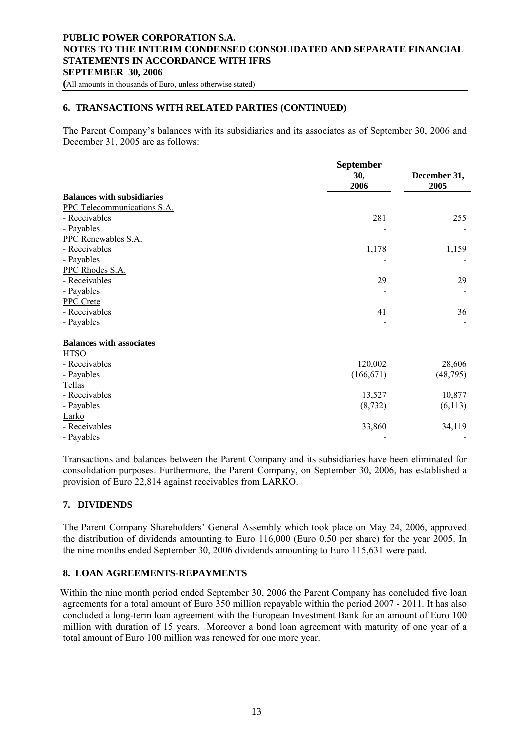## 6. TRANSACTIONS WITH RELATED PARTIES (CONTINUED)

The Parent Company's balances with its subsidiaries and its associates as of September 30, 2006 and December 31, 2005 are as follows:

| | September 30, 2006 | December 31, 2005 |
|---|---|---|
| **Balances with subsidiaries** | | |
| PPC Telecommunications S.A. | | |
| - Receivables | 281 | 255 |
| - Payables | - | - |
| PPC Renewables S.A. | | |
| - Receivables | 1,178 | 1,159 |
| - Payables | - | - |
| PPC Rhodes S.A. | | |
| - Receivables | 29 | 29 |
| - Payables | - | - |
| PPC Crete | | |
| - Receivables | 41 | 36 |
| - Payables | - | - |
| **Balances with associates** | | |
| HTSO | | |
| - Receivables | 120,002 | 28,606 |
| - Payables | (166,671) | (48,795) |
| Tellas | | |
| - Receivables | 13,527 | 10,877 |
| - Payables | (8,732) | (6,113) |
| Larko | | |
| - Receivables | 33,860 | 34,119 |
| - Payables | - | - |

Transactions and balances between the Parent Company and its subsidiaries have been eliminated for consolidation purposes. Furthermore, the Parent Company, on September 30, 2006, has established a provision of Euro 22,814 against receivables from LARKO.

## 7. DIVIDENDS

The Parent Company Shareholders' General Assembly which took place on May 24, 2006, approved the distribution of dividends amounting to Euro 116,000 (Euro 0.50 per share) for the year 2005. In the nine months ended September 30, 2006 dividends amounting to Euro 115,631 were paid.

## 8. LOAN AGREEMENTS-REPAYMENTS

Within the nine month period ended September 30, 2006 the Parent Company has concluded five loan agreements for a total amount of Euro 350 million repayable within the period 2007 - 2011. It has also concluded a long-term loan agreement with the European Investment Bank for an amount of Euro 100 million with duration of 15 years. Moreover a bond loan agreement with maturity of one year of a total amount of Euro 100 million was renewed for one more year.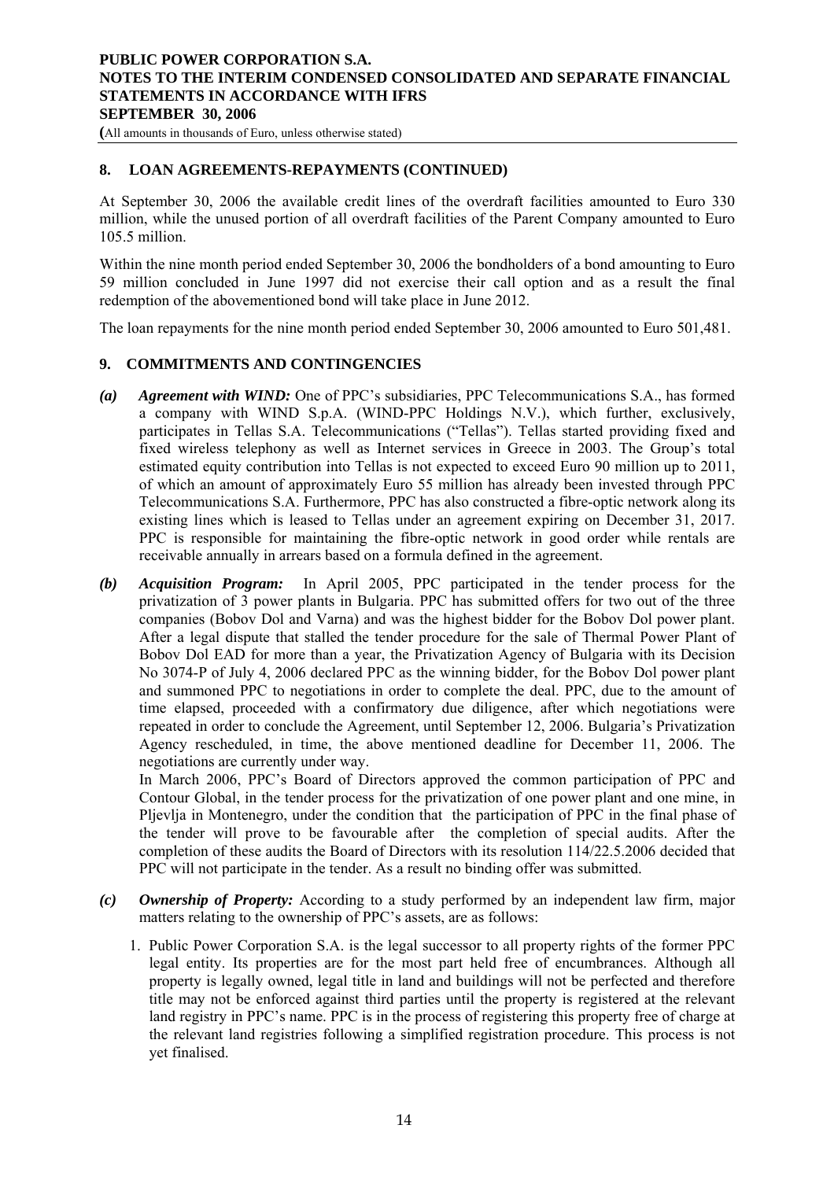## 8. LOAN AGREEMENTS-REPAYMENTS (CONTINUED)

At September 30, 2006 the available credit lines of the overdraft facilities amounted to Euro 330 million, while the unused portion of all overdraft facilities of the Parent Company amounted to Euro 105.5 million.

Within the nine month period ended September 30, 2006 the bondholders of a bond amounting to Euro 59 million concluded in June 1997 did not exercise their call option and as a result the final redemption of the abovementioned bond will take place in June 2012.

The loan repayments for the nine month period ended September 30, 2006 amounted to Euro 501,481.

## 9. COMMITMENTS AND CONTINGENCIES

***(a) Agreement with WIND:*** One of PPC's subsidiaries, PPC Telecommunications S.A., has formed a company with WIND S.p.A. (WIND-PPC Holdings N.V.), which further, exclusively, participates in Tellas S.A. Telecommunications ("Tellas"). Tellas started providing fixed and fixed wireless telephony as well as Internet services in Greece in 2003. The Group's total estimated equity contribution into Tellas is not expected to exceed Euro 90 million up to 2011, of which an amount of approximately Euro 55 million has already been invested through PPC Telecommunications S.A. Furthermore, PPC has also constructed a fibre-optic network along its existing lines which is leased to Tellas under an agreement expiring on December 31, 2017. PPC is responsible for maintaining the fibre-optic network in good order while rentals are receivable annually in arrears based on a formula defined in the agreement.

***(b) Acquisition Program:*** In April 2005, PPC participated in the tender process for the privatization of 3 power plants in Bulgaria. PPC has submitted offers for two out of the three companies (Bobov Dol and Varna) and was the highest bidder for the Bobov Dol power plant. After a legal dispute that stalled the tender procedure for the sale of Thermal Power Plant of Bobov Dol EAD for more than a year, the Privatization Agency of Bulgaria with its Decision No 3074-P of July 4, 2006 declared PPC as the winning bidder, for the Bobov Dol power plant and summoned PPC to negotiations in order to complete the deal. PPC, due to the amount of time elapsed, proceeded with a confirmatory due diligence, after which negotiations were repeated in order to conclude the Agreement, until September 12, 2006. Bulgaria's Privatization Agency rescheduled, in time, the above mentioned deadline for December 11, 2006. The negotiations are currently under way.

In March 2006, PPC's Board of Directors approved the common participation of PPC and Contour Global, in the tender process for the privatization of one power plant and one mine, in Pljevlja in Montenegro, under the condition that the participation of PPC in the final phase of the tender will prove to be favourable after the completion of special audits. After the completion of these audits the Board of Directors with its resolution 114/22.5.2006 decided that PPC will not participate in the tender. As a result no binding offer was submitted.

***(c) Ownership of Property:*** According to a study performed by an independent law firm, major matters relating to the ownership of PPC's assets, are as follows:

1. Public Power Corporation S.A. is the legal successor to all property rights of the former PPC legal entity. Its properties are for the most part held free of encumbrances. Although all property is legally owned, legal title in land and buildings will not be perfected and therefore title may not be enforced against third parties until the property is registered at the relevant land registry in PPC's name. PPC is in the process of registering this property free of charge at the relevant land registries following a simplified registration procedure. This process is not yet finalised.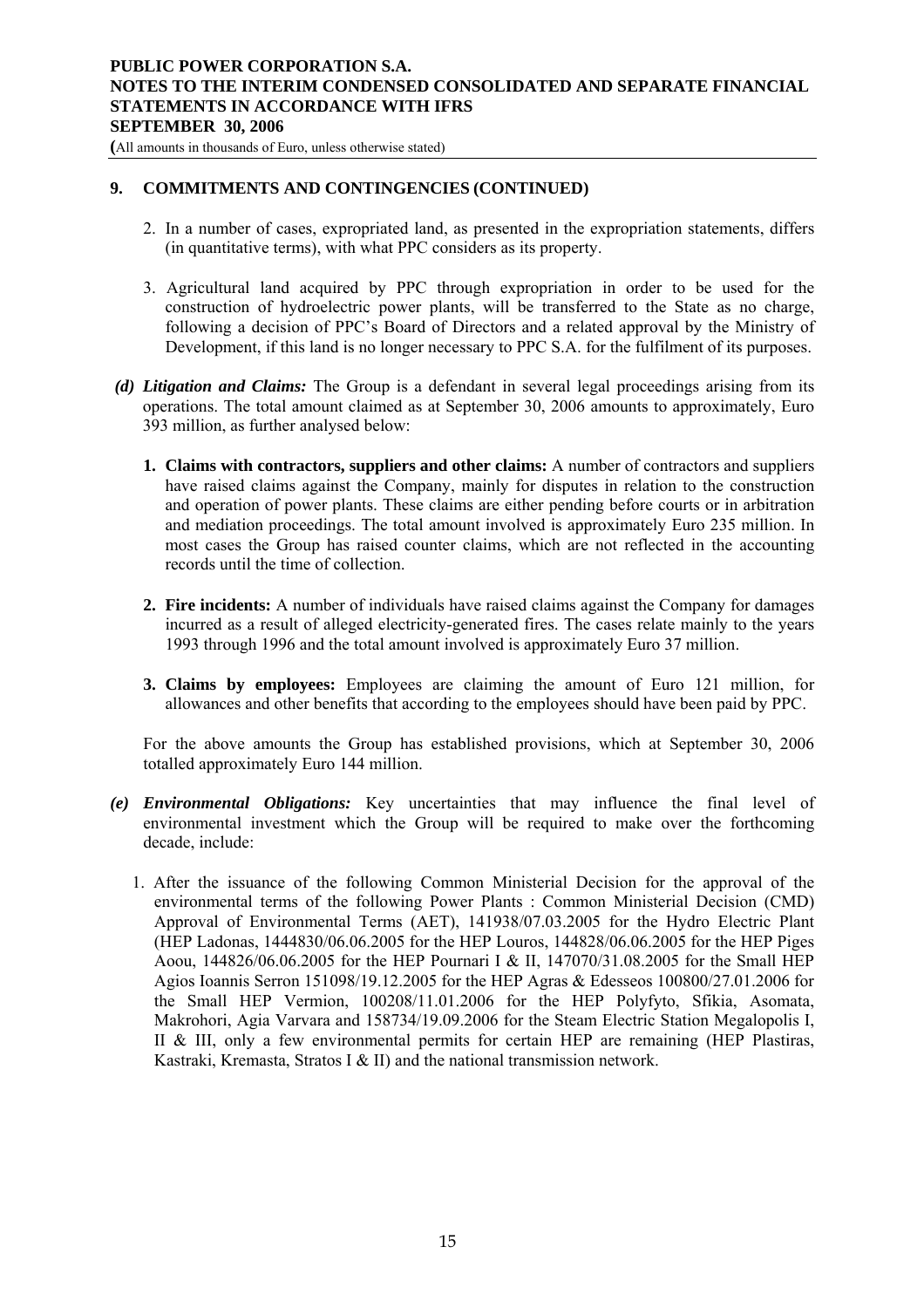## 9. COMMITMENTS AND CONTINGENCIES (CONTINUED)

2. In a number of cases, expropriated land, as presented in the expropriation statements, differs (in quantitative terms), with what PPC considers as its property.

3. Agricultural land acquired by PPC through expropriation in order to be used for the construction of hydroelectric power plants, will be transferred to the State as no charge, following a decision of PPC's Board of Directors and a related approval by the Ministry of Development, if this land is no longer necessary to PPC S.A. for the fulfilment of its purposes.

***(d) Litigation and Claims:*** The Group is a defendant in several legal proceedings arising from its operations. The total amount claimed as at September 30, 2006 amounts to approximately, Euro 393 million, as further analysed below:

1. **Claims with contractors, suppliers and other claims:** A number of contractors and suppliers have raised claims against the Company, mainly for disputes in relation to the construction and operation of power plants. These claims are either pending before courts or in arbitration and mediation proceedings. The total amount involved is approximately Euro 235 million. In most cases the Group has raised counter claims, which are not reflected in the accounting records until the time of collection.

2. **Fire incidents:** A number of individuals have raised claims against the Company for damages incurred as a result of alleged electricity-generated fires. The cases relate mainly to the years 1993 through 1996 and the total amount involved is approximately Euro 37 million.

3. **Claims by employees:** Employees are claiming the amount of Euro 121 million, for allowances and other benefits that according to the employees should have been paid by PPC.

For the above amounts the Group has established provisions, which at September 30, 2006 totalled approximately Euro 144 million.

***(e) Environmental Obligations:*** Key uncertainties that may influence the final level of environmental investment which the Group will be required to make over the forthcoming decade, include:

1. After the issuance of the following Common Ministerial Decision for the approval of the environmental terms of the following Power Plants : Common Ministerial Decision (CMD) Approval of Environmental Terms (AET), 141938/07.03.2005 for the Hydro Electric Plant (HEP Ladonas, 1444830/06.06.2005 for the HEP Louros, 144828/06.06.2005 for the HEP Piges Aoou, 144826/06.06.2005 for the HEP Pournari I & II, 147070/31.08.2005 for the Small HEP Agios Ioannis Serron 151098/19.12.2005 for the HEP Agras & Edesseos 100800/27.01.2006 for the Small HEP Vermion, 100208/11.01.2006 for the HEP Polyfyto, Sfikia, Asomata, Makrohori, Agia Varvara and 158734/19.09.2006 for the Steam Electric Station Megalopolis I, II & III, only a few environmental permits for certain HEP are remaining (HEP Plastiras, Kastraki, Kremasta, Stratos I & II) and the national transmission network.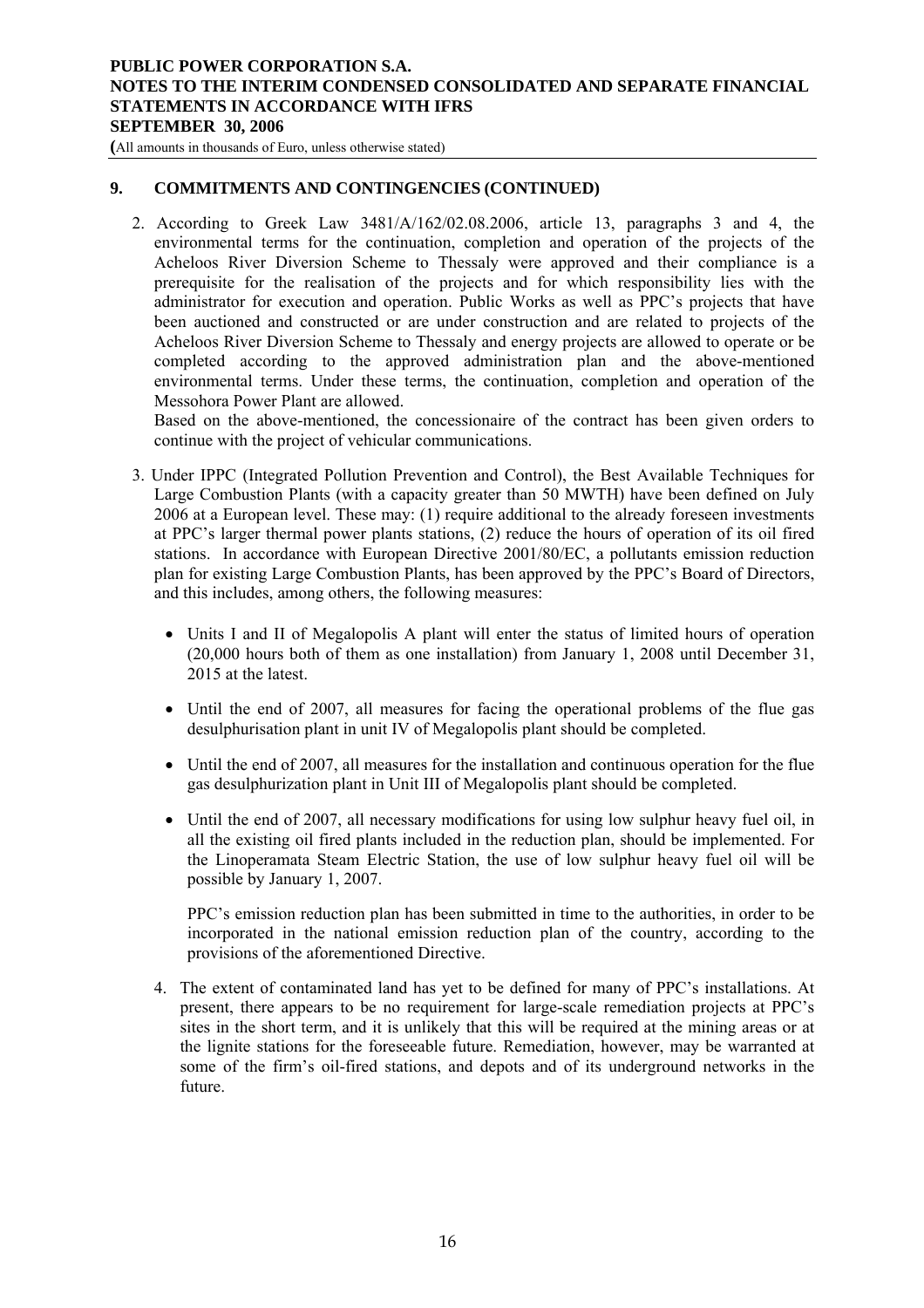## 9. COMMITMENTS AND CONTINGENCIES (CONTINUED)

2. According to Greek Law 3481/A/162/02.08.2006, article 13, paragraphs 3 and 4, the environmental terms for the continuation, completion and operation of the projects of the Acheloos River Diversion Scheme to Thessaly were approved and their compliance is a prerequisite for the realisation of the projects and for which responsibility lies with the administrator for execution and operation. Public Works as well as PPC's projects that have been auctioned and constructed or are under construction and are related to projects of the Acheloos River Diversion Scheme to Thessaly and energy projects are allowed to operate or be completed according to the approved administration plan and the above-mentioned environmental terms. Under these terms, the continuation, completion and operation of the Messohora Power Plant are allowed.
   Based on the above-mentioned, the concessionaire of the contract has been given orders to continue with the project of vehicular communications.

3. Under IPPC (Integrated Pollution Prevention and Control), the Best Available Techniques for Large Combustion Plants (with a capacity greater than 50 MWTH) have been defined on July 2006 at a European level. These may: (1) require additional to the already foreseen investments at PPC's larger thermal power plants stations, (2) reduce the hours of operation of its oil fired stations. In accordance with European Directive 2001/80/EC, a pollutants emission reduction plan for existing Large Combustion Plants, has been approved by the PPC's Board of Directors, and this includes, among others, the following measures:

   - Units I and II of Megalopolis A plant will enter the status of limited hours of operation (20,000 hours both of them as one installation) from January 1, 2008 until December 31, 2015 at the latest.
   - Until the end of 2007, all measures for facing the operational problems of the flue gas desulphurisation plant in unit IV of Megalopolis plant should be completed.
   - Until the end of 2007, all measures for the installation and continuous operation for the flue gas desulphurization plant in Unit III of Megalopolis plant should be completed.
   - Until the end of 2007, all necessary modifications for using low sulphur heavy fuel oil, in all the existing oil fired plants included in the reduction plan, should be implemented. For the Linoperamata Steam Electric Station, the use of low sulphur heavy fuel oil will be possible by January 1, 2007.

   PPC's emission reduction plan has been submitted in time to the authorities, in order to be incorporated in the national emission reduction plan of the country, according to the provisions of the aforementioned Directive.

4. The extent of contaminated land has yet to be defined for many of PPC's installations. At present, there appears to be no requirement for large-scale remediation projects at PPC's sites in the short term, and it is unlikely that this will be required at the mining areas or at the lignite stations for the foreseeable future. Remediation, however, may be warranted at some of the firm's oil-fired stations, and depots and of its underground networks in the future.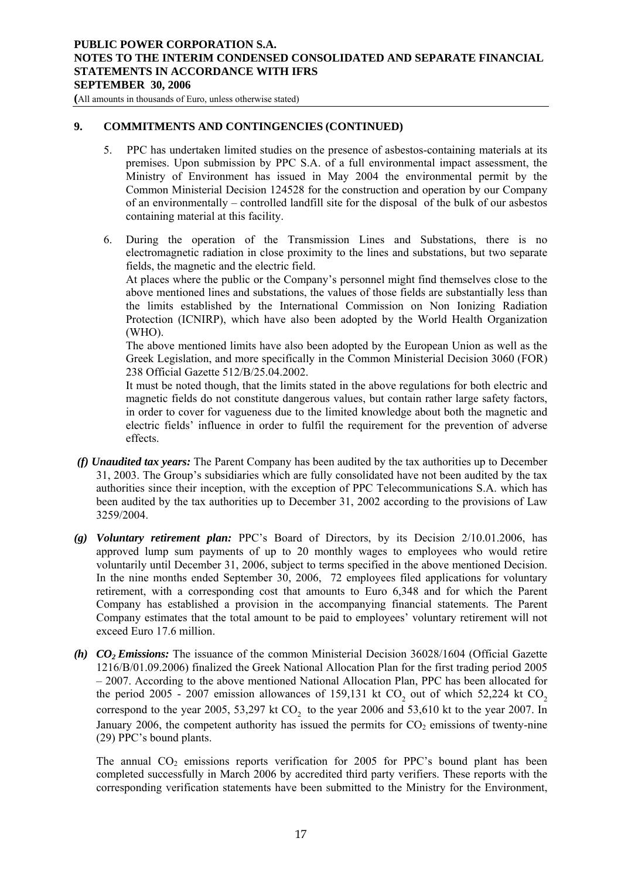## 9. COMMITMENTS AND CONTINGENCIES (CONTINUED)

5. PPC has undertaken limited studies on the presence of asbestos-containing materials at its premises. Upon submission by PPC S.A. of a full environmental impact assessment, the Ministry of Environment has issued in May 2004 the environmental permit by the Common Ministerial Decision 124528 for the construction and operation by our Company of an environmentally – controlled landfill site for the disposal of the bulk of our asbestos containing material at this facility.

6. During the operation of the Transmission Lines and Substations, there is no electromagnetic radiation in close proximity to the lines and substations, but two separate fields, the magnetic and the electric field.
   At places where the public or the Company's personnel might find themselves close to the above mentioned lines and substations, the values of those fields are substantially less than the limits established by the International Commission on Non Ionizing Radiation Protection (ICNIRP), which have also been adopted by the World Health Organization (WHO).
   The above mentioned limits have also been adopted by the European Union as well as the Greek Legislation, and more specifically in the Common Ministerial Decision 3060 (FOR) 238 Official Gazette 512/B/25.04.2002.
   It must be noted though, that the limits stated in the above regulations for both electric and magnetic fields do not constitute dangerous values, but contain rather large safety factors, in order to cover for vagueness due to the limited knowledge about both the magnetic and electric fields' influence in order to fulfil the requirement for the prevention of adverse effects.

***(f) Unaudited tax years:*** The Parent Company has been audited by the tax authorities up to December 31, 2003. The Group's subsidiaries which are fully consolidated have not been audited by the tax authorities since their inception, with the exception of PPC Telecommunications S.A. which has been audited by the tax authorities up to December 31, 2002 according to the provisions of Law 3259/2004.

***(g) Voluntary retirement plan:*** PPC's Board of Directors, by its Decision 2/10.01.2006, has approved lump sum payments of up to 20 monthly wages to employees who would retire voluntarily until December 31, 2006, subject to terms specified in the above mentioned Decision. In the nine months ended September 30, 2006, 72 employees filed applications for voluntary retirement, with a corresponding cost that amounts to Euro 6,348 and for which the Parent Company has established a provision in the accompanying financial statements. The Parent Company estimates that the total amount to be paid to employees' voluntary retirement will not exceed Euro 17.6 million.

***(h) $CO_2$ Emissions:*** The issuance of the common Ministerial Decision 36028/1604 (Official Gazette 1216/B/01.09.2006) finalized the Greek National Allocation Plan for the first trading period 2005 – 2007. According to the above mentioned National Allocation Plan, PPC has been allocated for the period 2005 - 2007 emission allowances of 159,131 kt $CO_2$ out of which 52,224 kt $CO_2$ correspond to the year 2005, 53,297 kt $CO_2$ to the year 2006 and 53,610 kt to the year 2007. In January 2006, the competent authority has issued the permits for $CO_2$ emissions of twenty-nine (29) PPC's bound plants.

The annual $CO_2$ emissions reports verification for 2005 for PPC's bound plant has been completed successfully in March 2006 by accredited third party verifiers. These reports with the corresponding verification statements have been submitted to the Ministry for the Environment,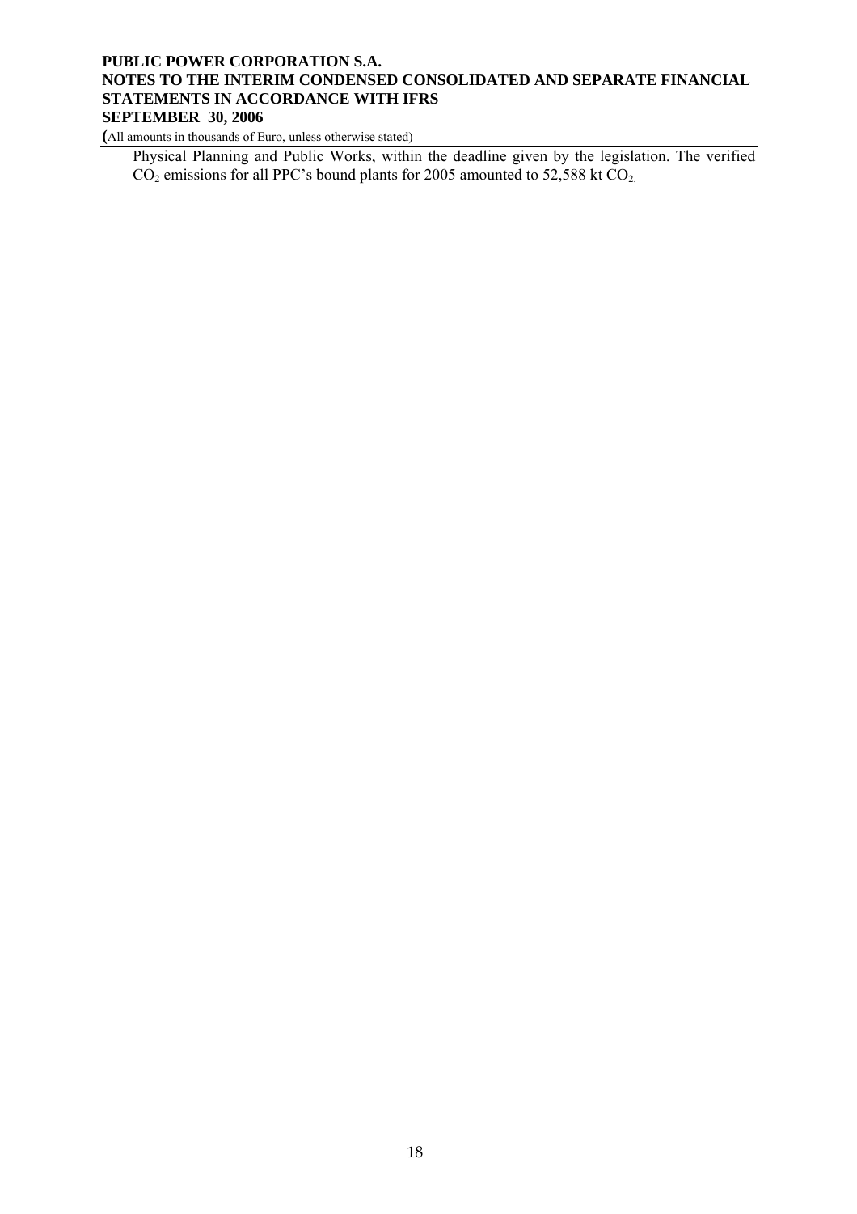Physical Planning and Public Works, within the deadline given by the legislation. The verified $CO_2$ emissions for all PPC's bound plants for 2005 amounted to 52,588 kt $CO_2$.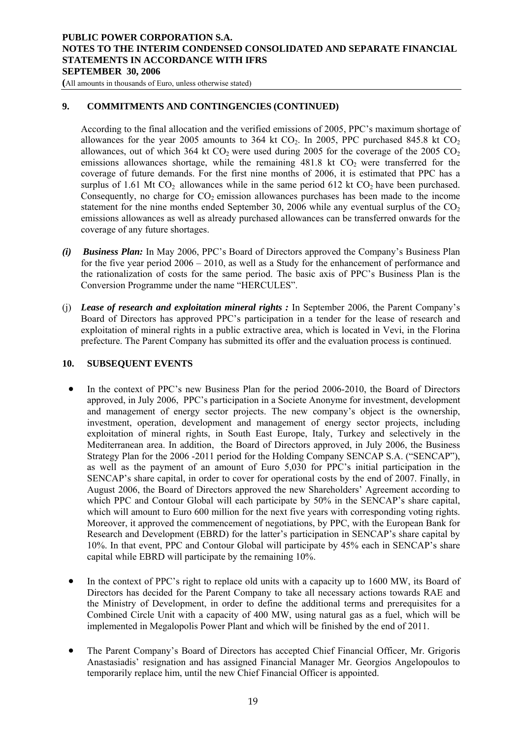## 9. COMMITMENTS AND CONTINGENCIES (CONTINUED)

According to the final allocation and the verified emissions of 2005, PPC's maximum shortage of allowances for the year 2005 amounts to 364 kt $CO_2$. In 2005, PPC purchased 845.8 kt $CO_2$ allowances, out of which 364 kt $CO_2$ were used during 2005 for the coverage of the 2005 $CO_2$ emissions allowances shortage, while the remaining 481.8 kt $CO_2$ were transferred for the coverage of future demands. For the first nine months of 2006, it is estimated that PPC has a surplus of 1.61 Mt $CO_2$ allowances while in the same period 612 kt $CO_2$ have been purchased. Consequently, no charge for $CO_2$ emission allowances purchases has been made to the income statement for the nine months ended September 30, 2006 while any eventual surplus of the $CO_2$ emissions allowances as well as already purchased allowances can be transferred onwards for the coverage of any future shortages.

*(i)* ***Business Plan:*** In May 2006, PPC's Board of Directors approved the Company's Business Plan for the five year period 2006 – 2010, as well as a Study for the enhancement of performance and the rationalization of costs for the same period. The basic axis of PPC's Business Plan is the Conversion Programme under the name "HERCULES".

(j) ***Lease of research and exploitation mineral rights :*** In September 2006, the Parent Company's Board of Directors has approved PPC's participation in a tender for the lease of research and exploitation of mineral rights in a public extractive area, which is located in Vevi, in the Florina prefecture. The Parent Company has submitted its offer and the evaluation process is continued.

## 10. SUBSEQUENT EVENTS

- In the context of PPC's new Business Plan for the period 2006-2010, the Board of Directors approved, in July 2006, PPC's participation in a Societe Anonyme for investment, development and management of energy sector projects. The new company's object is the ownership, investment, operation, development and management of energy sector projects, including exploitation of mineral rights, in South East Europe, Italy, Turkey and selectively in the Mediterranean area. In addition, the Board of Directors approved, in July 2006, the Business Strategy Plan for the 2006 -2011 period for the Holding Company SENCAP S.A. ("SENCAP"), as well as the payment of an amount of Euro 5,030 for PPC's initial participation in the SENCAP's share capital, in order to cover for operational costs by the end of 2007. Finally, in August 2006, the Board of Directors approved the new Shareholders' Agreement according to which PPC and Contour Global will each participate by 50% in the SENCAP's share capital, which will amount to Euro 600 million for the next five years with corresponding voting rights. Moreover, it approved the commencement of negotiations, by PPC, with the European Bank for Research and Development (EBRD) for the latter's participation in SENCAP's share capital by 10%. In that event, PPC and Contour Global will participate by 45% each in SENCAP's share capital while EBRD will participate by the remaining 10%.

- In the context of PPC's right to replace old units with a capacity up to 1600 MW, its Board of Directors has decided for the Parent Company to take all necessary actions towards RAE and the Ministry of Development, in order to define the additional terms and prerequisites for a Combined Circle Unit with a capacity of 400 MW, using natural gas as a fuel, which will be implemented in Megalopolis Power Plant and which will be finished by the end of 2011.

- The Parent Company's Board of Directors has accepted Chief Financial Officer, Mr. Grigoris Anastasiadis' resignation and has assigned Financial Manager Mr. Georgios Angelopoulos to temporarily replace him, until the new Chief Financial Officer is appointed.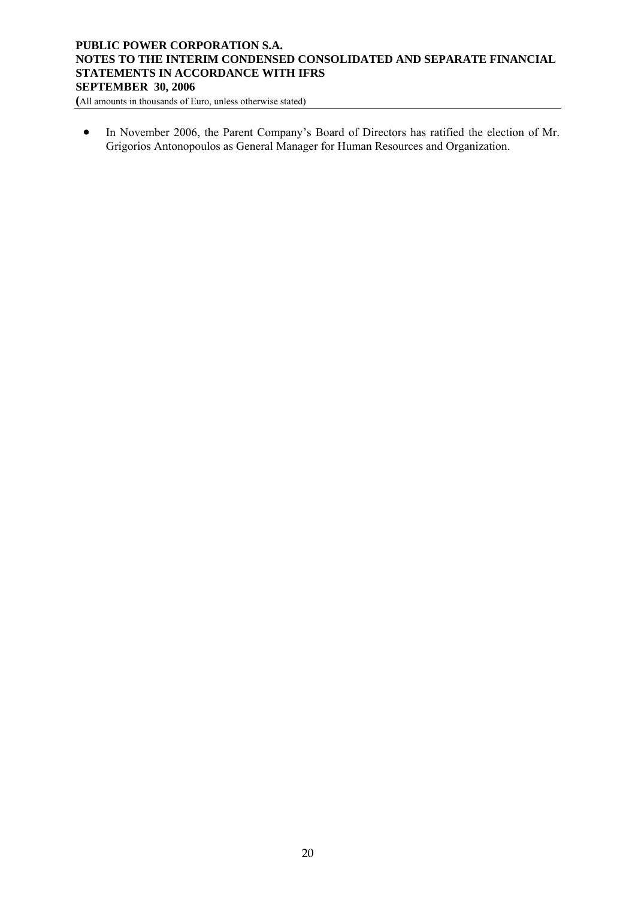- In November 2006, the Parent Company's Board of Directors has ratified the election of Mr. Grigorios Antonopoulos as General Manager for Human Resources and Organization.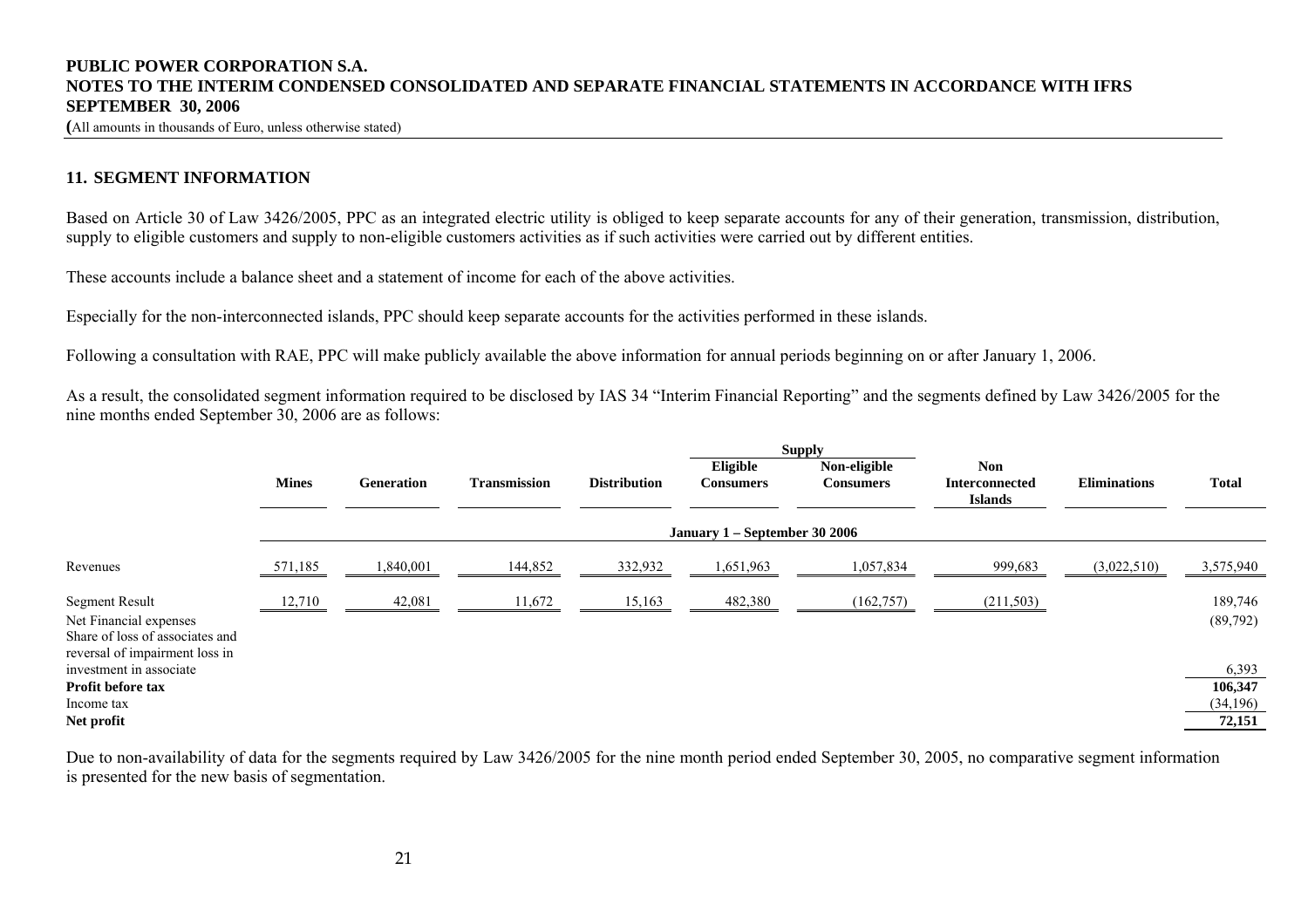## 11. SEGMENT INFORMATION

Based on Article 30 of Law 3426/2005, PPC as an integrated electric utility is obliged to keep separate accounts for any of their generation, transmission, distribution, supply to eligible customers and supply to non-eligible customers activities as if such activities were carried out by different entities.

These accounts include a balance sheet and a statement of income for each of the above activities.

Especially for the non-interconnected islands, PPC should keep separate accounts for the activities performed in these islands.

Following a consultation with RAE, PPC will make publicly available the above information for annual periods beginning on or after January 1, 2006.

As a result, the consolidated segment information required to be disclosed by IAS 34 "Interim Financial Reporting" and the segments defined by Law 3426/2005 for the nine months ended September 30, 2006 are as follows:

| | | | | | Supply | | | | |
|---|---|---|---|---|---|---|---|---|---|
| | Mines | Generation | Transmission | Distribution | Eligible Consumers | Non-eligible Consumers | Non Interconnected Islands | Eliminations | Total |
| | | | | | January 1 – September 30 2006 | | | | |
| Revenues | 571,185 | 1,840,001 | 144,852 | 332,932 | 1,651,963 | 1,057,834 | 999,683 | (3,022,510) | 3,575,940 |
| Segment Result | 12,710 | 42,081 | 11,672 | 15,163 | 482,380 | (162,757) | (211,503) | | 189,746 |
| Net Financial expenses | | | | | | | | | (89,792) |
| Share of loss of associates and reversal of impairment loss in investment in associate | | | | | | | | | 6,393 |
| **Profit before tax** | | | | | | | | | **106,347** |
| Income tax | | | | | | | | | (34,196) |
| **Net profit** | | | | | | | | | **72,151** |

Due to non-availability of data for the segments required by Law 3426/2005 for the nine month period ended September 30, 2005, no comparative segment information is presented for the new basis of segmentation.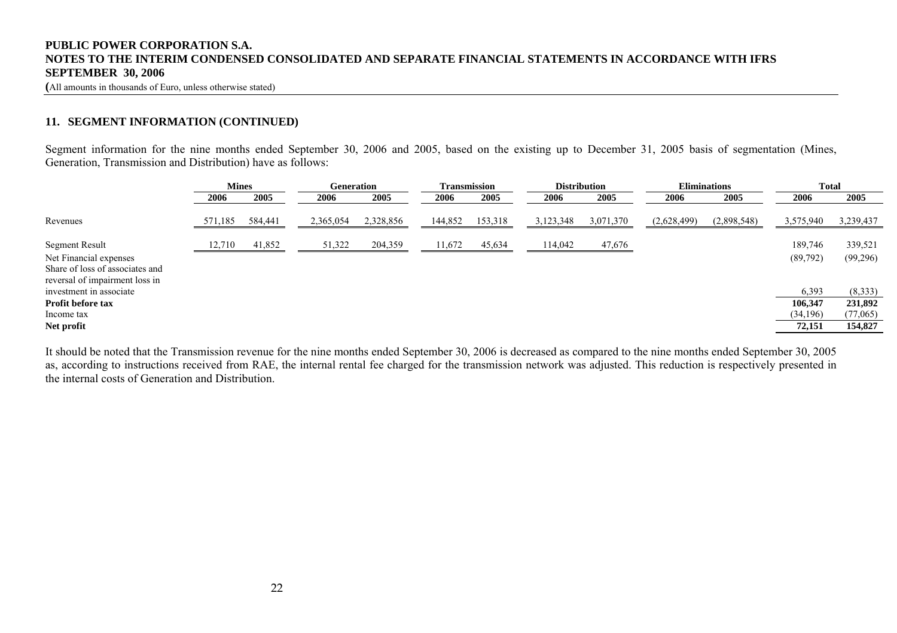## 11. SEGMENT INFORMATION (CONTINUED)

Segment information for the nine months ended September 30, 2006 and 2005, based on the existing up to December 31, 2005 basis of segmentation (Mines, Generation, Transmission and Distribution) have as follows:

| | Mines | | Generation | | Transmission | | Distribution | | Eliminations | | Total | |
|---|---|---|---|---|---|---|---|---|---|---|---|---|
| | 2006 | 2005 | 2006 | 2005 | 2006 | 2005 | 2006 | 2005 | 2006 | 2005 | 2006 | 2005 |
| Revenues | 571,185 | 584,441 | 2,365,054 | 2,328,856 | 144,852 | 153,318 | 3,123,348 | 3,071,370 | (2,628,499) | (2,898,548) | 3,575,940 | 3,239,437 |
| Segment Result | 12,710 | 41,852 | 51,322 | 204,359 | 11,672 | 45,634 | 114,042 | 47,676 | | | 189,746 | 339,521 |
| Net Financial expenses | | | | | | | | | | | (89,792) | (99,296) |
| Share of loss of associates and reversal of impairment loss in investment in associate | | | | | | | | | | | 6,393 | (8,333) |
| **Profit before tax** | | | | | | | | | | | **106,347** | **231,892** |
| Income tax | | | | | | | | | | | (34,196) | (77,065) |
| **Net profit** | | | | | | | | | | | **72,151** | **154,827** |

It should be noted that the Transmission revenue for the nine months ended September 30, 2006 is decreased as compared to the nine months ended September 30, 2005 as, according to instructions received from RAE, the internal rental fee charged for the transmission network was adjusted. This reduction is respectively presented in the internal costs of Generation and Distribution.